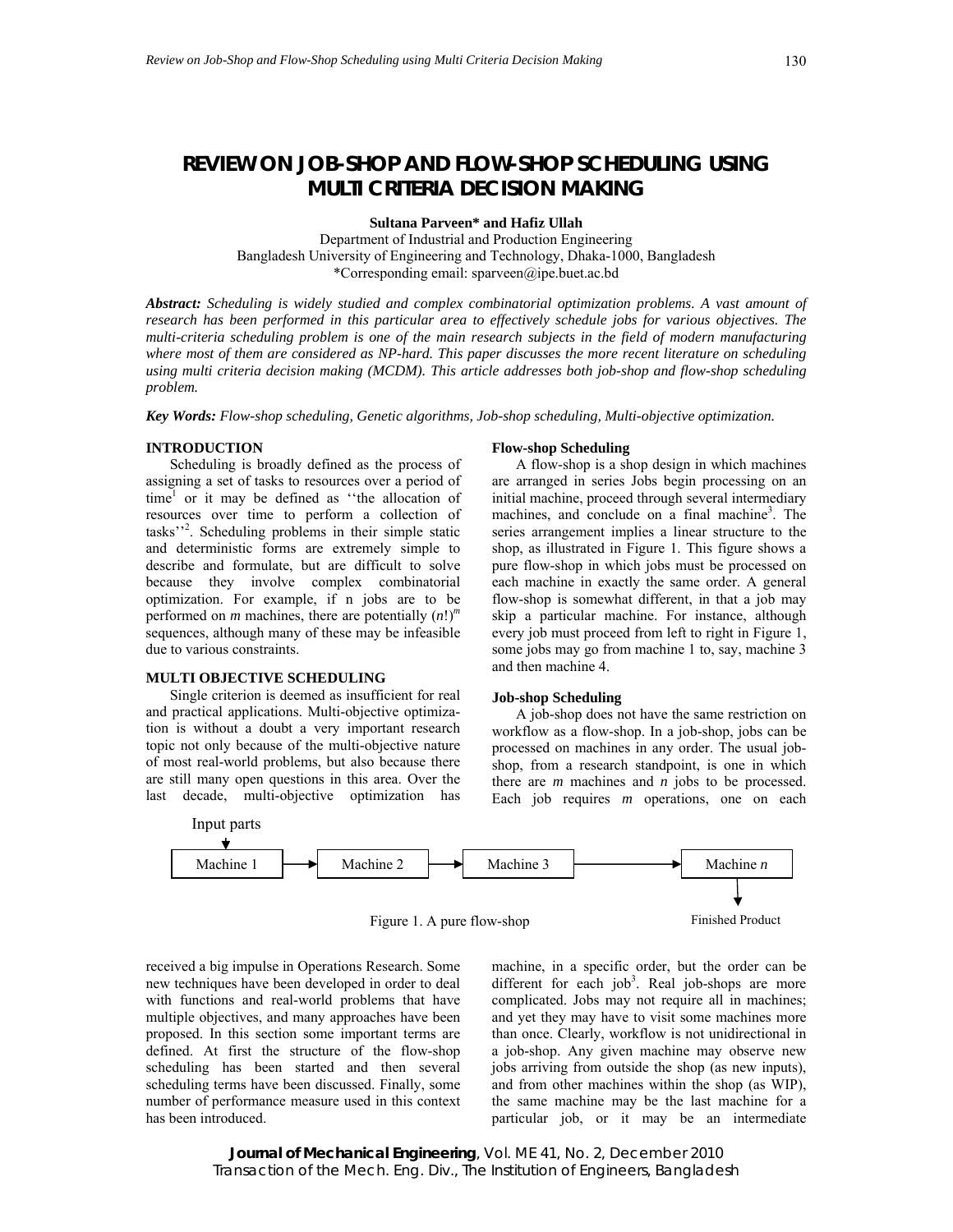# REVIEW ON JOB-SHOP AND FLOW-SHOP SCHEDULING USING MULTI CRITERIA DECISION MAKING

**Sultana Parveen\* and Hafiz Ullah**

Department of Industrial and Production Engineering
Bangladesh University of Engineering and Technology, Dhaka-1000, Bangladesh
\*Corresponding email: sparveen@ipe.buet.ac.bd

***Abstract:*** *Scheduling is widely studied and complex combinatorial optimization problems. A vast amount of research has been performed in this particular area to effectively schedule jobs for various objectives. The multi-criteria scheduling problem is one of the main research subjects in the field of modern manufacturing where most of them are considered as NP-hard. This paper discusses the more recent literature on scheduling using multi criteria decision making (MCDM). This article addresses both job-shop and flow-shop scheduling problem.*

***Key Words:*** *Flow-shop scheduling, Genetic algorithms, Job-shop scheduling, Multi-objective optimization.*

## INTRODUCTION

Scheduling is broadly defined as the process of assigning a set of tasks to resources over a period of time[1] or it may be defined as ''the allocation of resources over time to perform a collection of tasks''[2]. Scheduling problems in their simple static and deterministic forms are extremely simple to describe and formulate, but are difficult to solve because they involve complex combinatorial optimization. For example, if n jobs are to be performed on $m$ machines, there are potentially $(n!)^m$ sequences, although many of these may be infeasible due to various constraints.

## MULTI OBJECTIVE SCHEDULING

Single criterion is deemed as insufficient for real and practical applications. Multi-objective optimization is without a doubt a very important research topic not only because of the multi-objective nature of most real-world problems, but also because there are still many open questions in this area. Over the last decade, multi-objective optimization has received a big impulse in Operations Research. Some new techniques have been developed in order to deal with functions and real-world problems that have multiple objectives, and many approaches have been proposed. In this section some important terms are defined. At first the structure of the flow-shop scheduling has been started and then several scheduling terms have been discussed. Finally, some number of performance measure used in this context has been introduced.

### Flow-shop Scheduling

A flow-shop is a shop design in which machines are arranged in series Jobs begin processing on an initial machine, proceed through several intermediary machines, and conclude on a final machine[3]. The series arrangement implies a linear structure to the shop, as illustrated in Figure 1. This figure shows a pure flow-shop in which jobs must be processed on each machine in exactly the same order. A general flow-shop is somewhat different, in that a job may skip a particular machine. For instance, although every job must proceed from left to right in Figure 1, some jobs may go from machine 1 to, say, machine 3 and then machine 4.

### Job-shop Scheduling

A job-shop does not have the same restriction on workflow as a flow-shop. In a job-shop, jobs can be processed on machines in any order. The usual job-shop, from a research standpoint, is one in which there are $m$ machines and $n$ jobs to be processed. Each job requires $m$ operations, one on each machine, in a specific order, but the order can be different for each job[3]. Real job-shops are more complicated. Jobs may not require all in machines; and yet they may have to visit some machines more than once. Clearly, workflow is not unidirectional in a job-shop. Any given machine may observe new jobs arriving from outside the shop (as new inputs), and from other machines within the shop (as WIP), the same machine may be the last machine for a particular job, or it may be an intermediate

Input parts

Machine 1 → Machine 2 → Machine 3 → Machine $n$

Finished Product

Figure 1. A pure flow-shop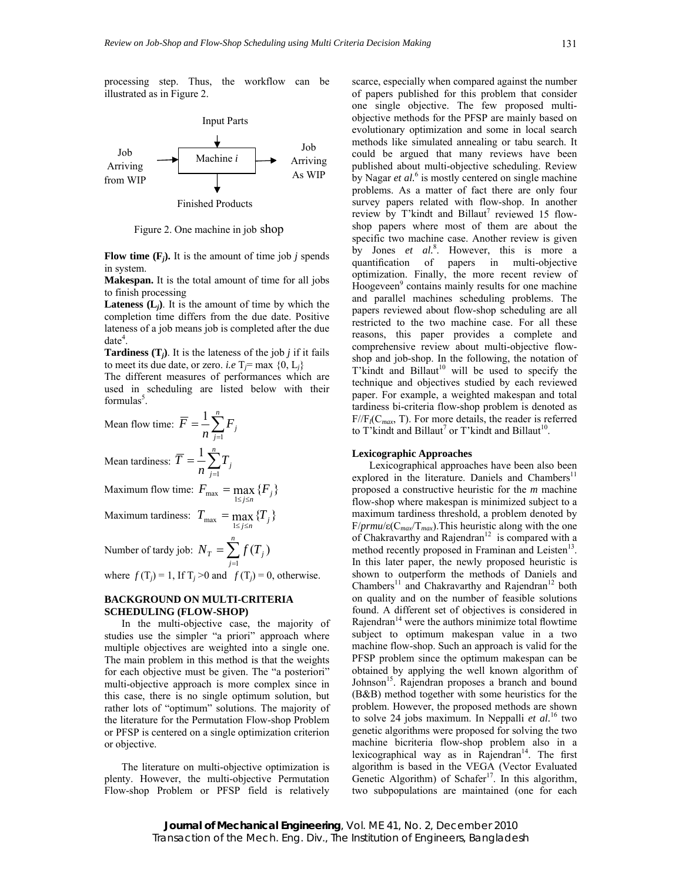processing step. Thus, the workflow can be illustrated as in Figure 2.

Input Parts

Job Arriving from WIP → Machine $i$ → Job Arriving As WIP

Finished Products

Figure 2. One machine in job shop

**Flow time ($F_j$).** It is the amount of time job $j$ spends in system.

**Makespan.** It is the total amount of time for all jobs to finish processing

**Lateness ($L_j$)**. It is the amount of time by which the completion time differs from the due date. Positive lateness of a job means job is completed after the due date[4].

**Tardiness ($T_j$)**. It is the lateness of the job $j$ if it fails to meet its due date, or zero. *i.e* $T_j = \max\{0, L_j\}$

The different measures of performances which are used in scheduling are listed below with their formulas[5].

Mean flow time: $\overline{F} = \frac{1}{n}\sum_{j=1}^{n} F_j$

Mean tardiness: $\overline{T} = \frac{1}{n}\sum_{j=1}^{n} T_j$

Maximum flow time: $F_{\max} = \max_{1 \le j \le n}\{F_j\}$

Maximum tardiness: $T_{\max} = \max_{1 \le j \le n}\{T_j\}$

Number of tardy job: $N_T = \sum_{j=1}^{n} f(T_j)$

where $f(T_j) = 1$, If $T_j > 0$ and $f(T_j) = 0$, otherwise.

## BACKGROUND ON MULTI-CRITERIA SCHEDULING (FLOW-SHOP)

In the multi-objective case, the majority of studies use the simpler "a priori" approach where multiple objectives are weighted into a single one. The main problem in this method is that the weights for each objective must be given. The "a posteriori" multi-objective approach is more complex since in this case, there is no single optimum solution, but rather lots of "optimum" solutions. The majority of the literature for the Permutation Flow-shop Problem or PFSP is centered on a single optimization criterion or objective.

The literature on multi-objective optimization is plenty. However, the multi-objective Permutation Flow-shop Problem or PFSP field is relatively scarce, especially when compared against the number of papers published for this problem that consider one single objective. The few proposed multi-objective methods for the PFSP are mainly based on evolutionary optimization and some in local search methods like simulated annealing or tabu search. It could be argued that many reviews have been published about multi-objective scheduling. Review by Nagar *et al.*[6] is mostly centered on single machine problems. As a matter of fact there are only four survey papers related with flow-shop. In another review by T'kindt and Billaut[7] reviewed 15 flow-shop papers where most of them are about the specific two machine case. Another review is given by Jones *et al.*[8]. However, this is more a quantification of papers in multi-objective optimization. Finally, the more recent review of Hoogeveen[9] contains mainly results for one machine and parallel machines scheduling problems. The papers reviewed about flow-shop scheduling are all restricted to the two machine case. For all these reasons, this paper provides a complete and comprehensive review about multi-objective flow-shop and job-shop. In the following, the notation of T'kindt and Billaut[10] will be used to specify the technique and objectives studied by each reviewed paper. For example, a weighted makespan and total tardiness bi-criteria flow-shop problem is denoted as $F//F_l(C_{max}, T)$. For more details, the reader is referred to T'kindt and Billaut[7] or T'kindt and Billaut[10].

### Lexicographic Approaches

Lexicographical approaches have been also been explored in the literature. Daniels and Chambers[11] proposed a constructive heuristic for the $m$ machine flow-shop where makespan is minimized subject to a maximum tardiness threshold, a problem denoted by $F/prmu/\varepsilon(C_{max}/T_{max})$.This heuristic along with the one of Chakravarthy and Rajendran[12] is compared with a method recently proposed in Framinan and Leisten[13]. In this later paper, the newly proposed heuristic is shown to outperform the methods of Daniels and Chambers[11] and Chakravarthy and Rajendran[12] both on quality and on the number of feasible solutions found. A different set of objectives is considered in Rajendran[14] were the authors minimize total flowtime subject to optimum makespan value in a two machine flow-shop. Such an approach is valid for the PFSP problem since the optimum makespan can be obtained by applying the well known algorithm of Johnson[15]. Rajendran proposes a branch and bound (B&B) method together with some heuristics for the problem. However, the proposed methods are shown to solve 24 jobs maximum. In Neppalli *et al.*[16] two genetic algorithms were proposed for solving the two machine bicriteria flow-shop problem also in a lexicographical way as in Rajendran[14]. The first algorithm is based in the VEGA (Vector Evaluated Genetic Algorithm) of Schafer[17]. In this algorithm, two subpopulations are maintained (one for each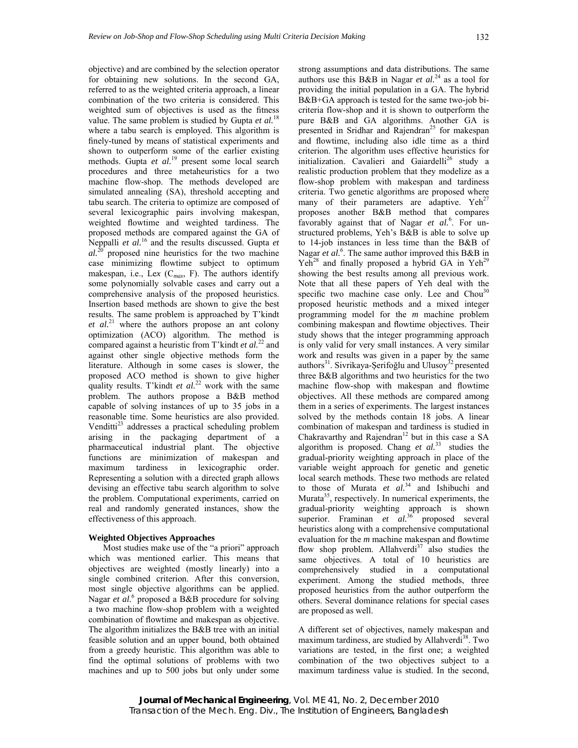objective) and are combined by the selection operator for obtaining new solutions. In the second GA, referred to as the weighted criteria approach, a linear combination of the two criteria is considered. This weighted sum of objectives is used as the fitness value. The same problem is studied by Gupta *et al.*[18] where a tabu search is employed. This algorithm is finely-tuned by means of statistical experiments and shown to outperform some of the earlier existing methods. Gupta *et al.*[19] present some local search procedures and three metaheuristics for a two machine flow-shop. The methods developed are simulated annealing (SA), threshold accepting and tabu search. The criteria to optimize are composed of several lexicographic pairs involving makespan, weighted flowtime and weighted tardiness. The proposed methods are compared against the GA of Neppalli *et al.*[16] and the results discussed. Gupta *et al.*[20] proposed nine heuristics for the two machine case minimizing flowtime subject to optimum makespan, i.e., Le*x* ($C_{max}$, F). The authors identify some polynomially solvable cases and carry out a comprehensive analysis of the proposed heuristics. Insertion based methods are shown to give the best results. The same problem is approached by T'kindt *et al.*[21] where the authors propose an ant colony optimization (ACO) algorithm. The method is compared against a heuristic from T'kindt *et al.*[22] and against other single objective methods form the literature. Although in some cases is slower, the proposed ACO method is shown to give higher quality results. T'kindt *et al.*[22] work with the same problem. The authors propose a B&B method capable of solving instances of up to 35 jobs in a reasonable time. Some heuristics are also provided. Venditti[23] addresses a practical scheduling problem arising in the packaging department of a pharmaceutical industrial plant. The objective functions are minimization of makespan and maximum tardiness in lexicographic order. Representing a solution with a directed graph allows devising an effective tabu search algorithm to solve the problem. Computational experiments, carried on real and randomly generated instances, show the effectiveness of this approach.

**Weighted Objectives Approaches**

Most studies make use of the "a priori" approach which was mentioned earlier. This means that objectives are weighted (mostly linearly) into a single combined criterion. After this conversion, most single objective algorithms can be applied. Nagar *et al.*[6] proposed a B&B procedure for solving a two machine flow-shop problem with a weighted combination of flowtime and makespan as objective. The algorithm initializes the B&B tree with an initial feasible solution and an upper bound, both obtained from a greedy heuristic. This algorithm was able to find the optimal solutions of problems with two machines and up to 500 jobs but only under some strong assumptions and data distributions. The same authors use this B&B in Nagar *et al.*[24] as a tool for providing the initial population in a GA. The hybrid B&B+GA approach is tested for the same two-job bi-criteria flow-shop and it is shown to outperform the pure B&B and GA algorithms. Another GA is presented in Sridhar and Rajendran[25] for makespan and flowtime, including also idle time as a third criterion. The algorithm uses effective heuristics for initialization. Cavalieri and Gaiardelli[26] study a realistic production problem that they modelize as a flow-shop problem with makespan and tardiness criteria. Two genetic algorithms are proposed where many of their parameters are adaptive. Yeh[27] proposes another B&B method that compares favorably against that of Nagar *et al.*[6]. For un-structured problems, Yeh's B&B is able to solve up to 14-job instances in less time than the B&B of Nagar *et al.*[6]. The same author improved this B&B in Yeh[28] and finally proposed a hybrid GA in Yeh[29] showing the best results among all previous work. Note that all these papers of Yeh deal with the specific two machine case only. Lee and Chou[30] proposed heuristic methods and a mixed integer programming model for the *m* machine problem combining makespan and flowtime objectives. Their study shows that the integer programming approach is only valid for very small instances. A very similar work and results was given in a paper by the same authors[31]. Sivrikaya-Şerifoğlu and Ulusoy[32] presented three B&B algorithms and two heuristics for the two machine flow-shop with makespan and flowtime objectives. All these methods are compared among them in a series of experiments. The largest instances solved by the methods contain 18 jobs. A linear combination of makespan and tardiness is studied in Chakravarthy and Rajendran[12] but in this case a SA algorithm is proposed. Chang *et al.*[33] studies the gradual-priority weighting approach in place of the variable weight approach for genetic and genetic local search methods. These two methods are related to those of Murata *et al.*[34] and Ishibuchi and Murata[35], respectively. In numerical experiments, the gradual-priority weighting approach is shown superior. Framinan *et al.*[36] proposed several heuristics along with a comprehensive computational evaluation for the *m* machine makespan and flowtime flow shop problem. Allahverdi[37] also studies the same objectives. A total of 10 heuristics are comprehensively studied in a computational experiment. Among the studied methods, three proposed heuristics from the author outperform the others. Several dominance relations for special cases are proposed as well.

A different set of objectives, namely makespan and maximum tardiness, are studied by Allahverdi[38]. Two variations are tested, in the first one; a weighted combination of the two objectives subject to a maximum tardiness value is studied. In the second,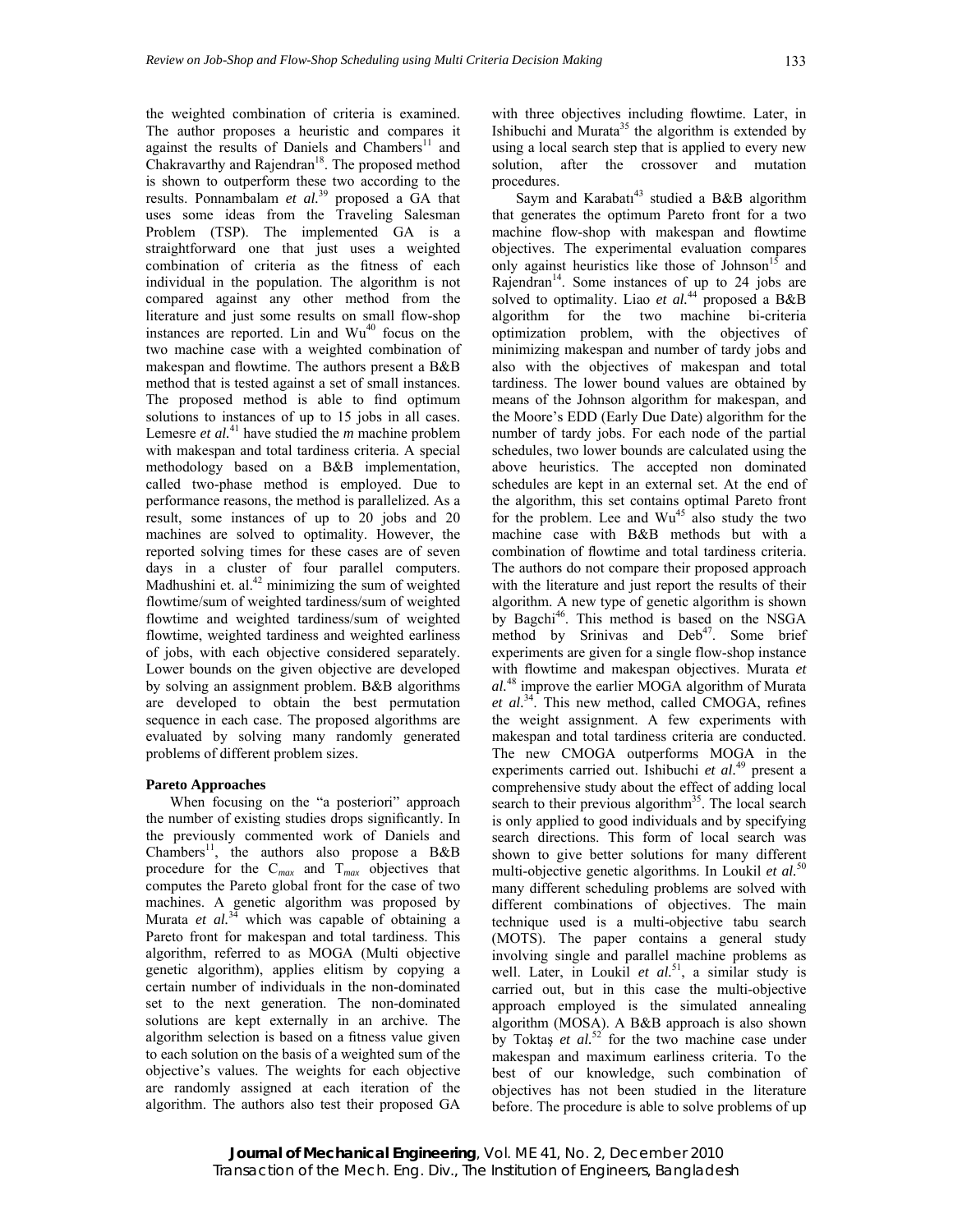the weighted combination of criteria is examined. The author proposes a heuristic and compares it against the results of Daniels and Chambers[11] and Chakravarthy and Rajendran[18]. The proposed method is shown to outperform these two according to the results. Ponnambalam *et al.*[39] proposed a GA that uses some ideas from the Traveling Salesman Problem (TSP). The implemented GA is a straightforward one that just uses a weighted combination of criteria as the fitness of each individual in the population. The algorithm is not compared against any other method from the literature and just some results on small flow-shop instances are reported. Lin and Wu[40] focus on the two machine case with a weighted combination of makespan and flowtime. The authors present a B&B method that is tested against a set of small instances. The proposed method is able to find optimum solutions to instances of up to 15 jobs in all cases. Lemesre *et al.*[41] have studied the *m* machine problem with makespan and total tardiness criteria. A special methodology based on a B&B implementation, called two-phase method is employed. Due to performance reasons, the method is parallelized. As a result, some instances of up to 20 jobs and 20 machines are solved to optimality. However, the reported solving times for these cases are of seven days in a cluster of four parallel computers. Madhushini et. al.[42] minimizing the sum of weighted flowtime/sum of weighted tardiness/sum of weighted flowtime and weighted tardiness/sum of weighted flowtime, weighted tardiness and weighted earliness of jobs, with each objective considered separately. Lower bounds on the given objective are developed by solving an assignment problem. B&B algorithms are developed to obtain the best permutation sequence in each case. The proposed algorithms are evaluated by solving many randomly generated problems of different problem sizes.

**Pareto Approaches**

When focusing on the "a posteriori" approach the number of existing studies drops significantly. In the previously commented work of Daniels and Chambers[11], the authors also propose a B&B procedure for the $C_{max}$ and $T_{max}$ objectives that computes the Pareto global front for the case of two machines. A genetic algorithm was proposed by Murata *et al.*[34] which was capable of obtaining a Pareto front for makespan and total tardiness. This algorithm, referred to as MOGA (Multi objective genetic algorithm), applies elitism by copying a certain number of individuals in the non-dominated set to the next generation. The non-dominated solutions are kept externally in an archive. The algorithm selection is based on a fitness value given to each solution on the basis of a weighted sum of the objective's values. The weights for each objective are randomly assigned at each iteration of the algorithm. The authors also test their proposed GA with three objectives including flowtime. Later, in Ishibuchi and Murata[35] the algorithm is extended by using a local search step that is applied to every new solution, after the crossover and mutation procedures.

Saym and Karabatı[43] studied a B&B algorithm that generates the optimum Pareto front for a two machine flow-shop with makespan and flowtime objectives. The experimental evaluation compares only against heuristics like those of Johnson[15] and Rajendran[14]. Some instances of up to 24 jobs are solved to optimality. Liao *et al.*[44] proposed a B&B algorithm for the two machine bi-criteria optimization problem, with the objectives of minimizing makespan and number of tardy jobs and also with the objectives of makespan and total tardiness. The lower bound values are obtained by means of the Johnson algorithm for makespan, and the Moore's EDD (Early Due Date) algorithm for the number of tardy jobs. For each node of the partial schedules, two lower bounds are calculated using the above heuristics. The accepted non dominated schedules are kept in an external set. At the end of the algorithm, this set contains optimal Pareto front for the problem. Lee and Wu[45] also study the two machine case with B&B methods but with a combination of flowtime and total tardiness criteria. The authors do not compare their proposed approach with the literature and just report the results of their algorithm. A new type of genetic algorithm is shown by Bagchi[46]. This method is based on the NSGA method by Srinivas and Deb[47]. Some brief experiments are given for a single flow-shop instance with flowtime and makespan objectives. Murata *et al.*[48] improve the earlier MOGA algorithm of Murata *et al.*[34]. This new method, called CMOGA, refines the weight assignment. A few experiments with makespan and total tardiness criteria are conducted. The new CMOGA outperforms MOGA in the experiments carried out. Ishibuchi *et al.*[49] present a comprehensive study about the effect of adding local search to their previous algorithm[35]. The local search is only applied to good individuals and by specifying search directions. This form of local search was shown to give better solutions for many different multi-objective genetic algorithms. In Loukil *et al.*[50] many different scheduling problems are solved with different combinations of objectives. The main technique used is a multi-objective tabu search (MOTS). The paper contains a general study involving single and parallel machine problems as well. Later, in Loukil *et al.*[51], a similar study is carried out, but in this case the multi-objective approach employed is the simulated annealing algorithm (MOSA). A B&B approach is also shown by Toktaş *et al.*[52] for the two machine case under makespan and maximum earliness criteria. To the best of our knowledge, such combination of objectives has not been studied in the literature before. The procedure is able to solve problems of up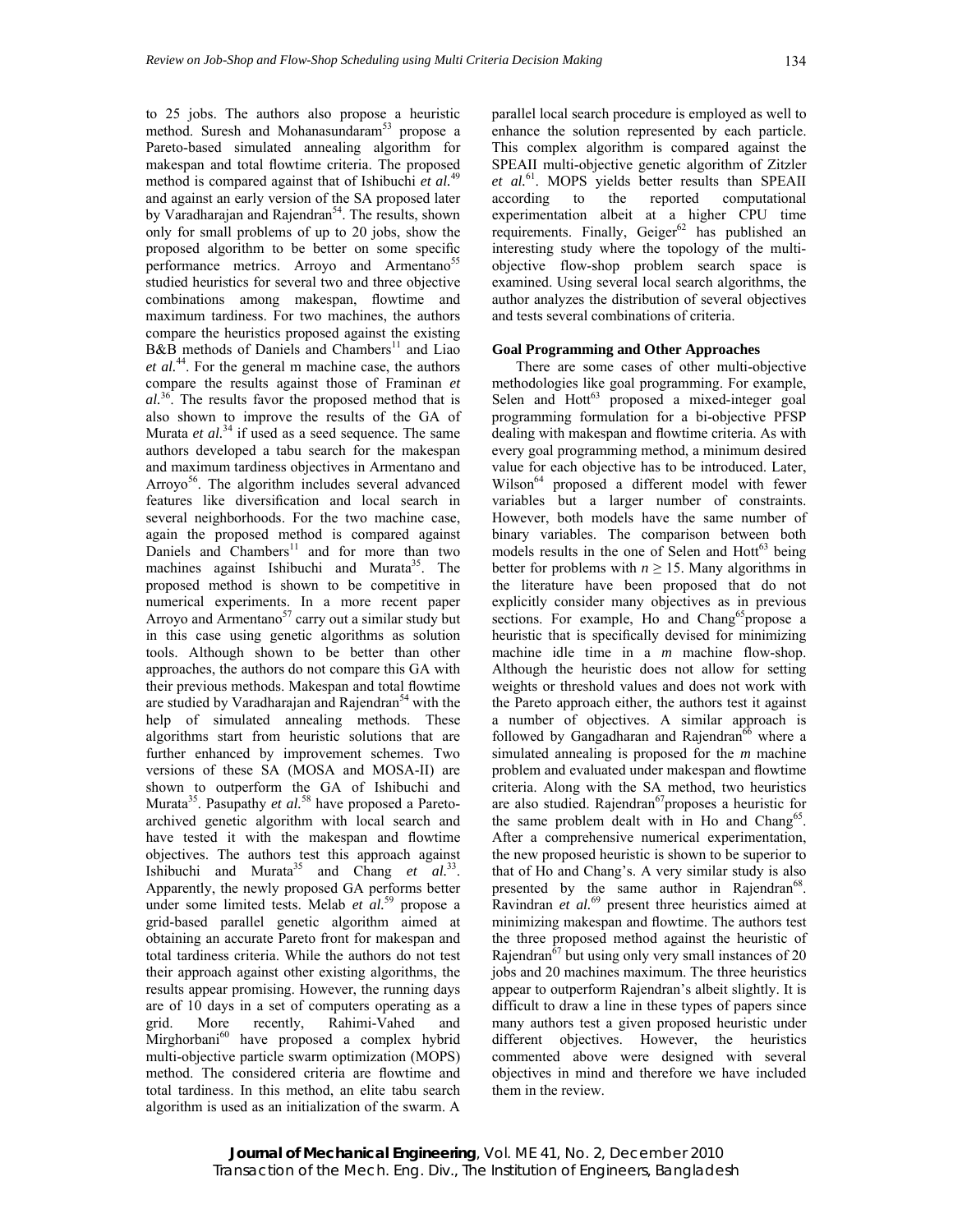to 25 jobs. The authors also propose a heuristic method. Suresh and Mohanasundaram[53] propose a Pareto-based simulated annealing algorithm for makespan and total flowtime criteria. The proposed method is compared against that of Ishibuchi *et al.*[49] and against an early version of the SA proposed later by Varadharajan and Rajendran[54]. The results, shown only for small problems of up to 20 jobs, show the proposed algorithm to be better on some specific performance metrics. Arroyo and Armentano[55] studied heuristics for several two and three objective combinations among makespan, flowtime and maximum tardiness. For two machines, the authors compare the heuristics proposed against the existing B&B methods of Daniels and Chambers[11] and Liao *et al.*[44]. For the general m machine case, the authors compare the results against those of Framinan *et al.*[36]. The results favor the proposed method that is also shown to improve the results of the GA of Murata *et al.*[34] if used as a seed sequence. The same authors developed a tabu search for the makespan and maximum tardiness objectives in Armentano and Arroyo[56]. The algorithm includes several advanced features like diversification and local search in several neighborhoods. For the two machine case, again the proposed method is compared against Daniels and Chambers[11] and for more than two machines against Ishibuchi and Murata[35]. The proposed method is shown to be competitive in numerical experiments. In a more recent paper Arroyo and Armentano[57] carry out a similar study but in this case using genetic algorithms as solution tools. Although shown to be better than other approaches, the authors do not compare this GA with their previous methods. Makespan and total flowtime are studied by Varadharajan and Rajendran[54] with the help of simulated annealing methods. These algorithms start from heuristic solutions that are further enhanced by improvement schemes. Two versions of these SA (MOSA and MOSA-II) are shown to outperform the GA of Ishibuchi and Murata[35]. Pasupathy *et al.*[58] have proposed a Pareto-archived genetic algorithm with local search and have tested it with the makespan and flowtime objectives. The authors test this approach against Ishibuchi and Murata[35] and Chang *et al.*[33]. Apparently, the newly proposed GA performs better under some limited tests. Melab *et al.*[59] propose a grid-based parallel genetic algorithm aimed at obtaining an accurate Pareto front for makespan and total tardiness criteria. While the authors do not test their approach against other existing algorithms, the results appear promising. However, the running days are of 10 days in a set of computers operating as a grid. More recently, Rahimi-Vahed and Mirghorbani[60] have proposed a complex hybrid multi-objective particle swarm optimization (MOPS) method. The considered criteria are flowtime and total tardiness. In this method, an elite tabu search algorithm is used as an initialization of the swarm. A parallel local search procedure is employed as well to enhance the solution represented by each particle. This complex algorithm is compared against the SPEAII multi-objective genetic algorithm of Zitzler *et al.*[61]. MOPS yields better results than SPEAII according to the reported computational experimentation albeit at a higher CPU time requirements. Finally, Geiger[62] has published an interesting study where the topology of the multi-objective flow-shop problem search space is examined. Using several local search algorithms, the author analyzes the distribution of several objectives and tests several combinations of criteria.

### Goal Programming and Other Approaches

There are some cases of other multi-objective methodologies like goal programming. For example, Selen and Hott[63] proposed a mixed-integer goal programming formulation for a bi-objective PFSP dealing with makespan and flowtime criteria. As with every goal programming method, a minimum desired value for each objective has to be introduced. Later, Wilson[64] proposed a different model with fewer variables but a larger number of constraints. However, both models have the same number of binary variables. The comparison between both models results in the one of Selen and Hott[63] being better for problems with $n \geq 15$. Many algorithms in the literature have been proposed that do not explicitly consider many objectives as in previous sections. For example, Ho and Chang[65] propose a heuristic that is specifically devised for minimizing machine idle time in a *m* machine flow-shop. Although the heuristic does not allow for setting weights or threshold values and does not work with the Pareto approach either, the authors test it against a number of objectives. A similar approach is followed by Gangadharan and Rajendran[66] where a simulated annealing is proposed for the *m* machine problem and evaluated under makespan and flowtime criteria. Along with the SA method, two heuristics are also studied. Rajendran[67] proposes a heuristic for the same problem dealt with in Ho and Chang[65]. After a comprehensive numerical experimentation, the new proposed heuristic is shown to be superior to that of Ho and Chang's. A very similar study is also presented by the same author in Rajendran[68]. Ravindran *et al.*[69] present three heuristics aimed at minimizing makespan and flowtime. The authors test the three proposed method against the heuristic of Rajendran[67] but using only very small instances of 20 jobs and 20 machines maximum. The three heuristics appear to outperform Rajendran's albeit slightly. It is difficult to draw a line in these types of papers since many authors test a given proposed heuristic under different objectives. However, the heuristics commented above were designed with several objectives in mind and therefore we have included them in the review.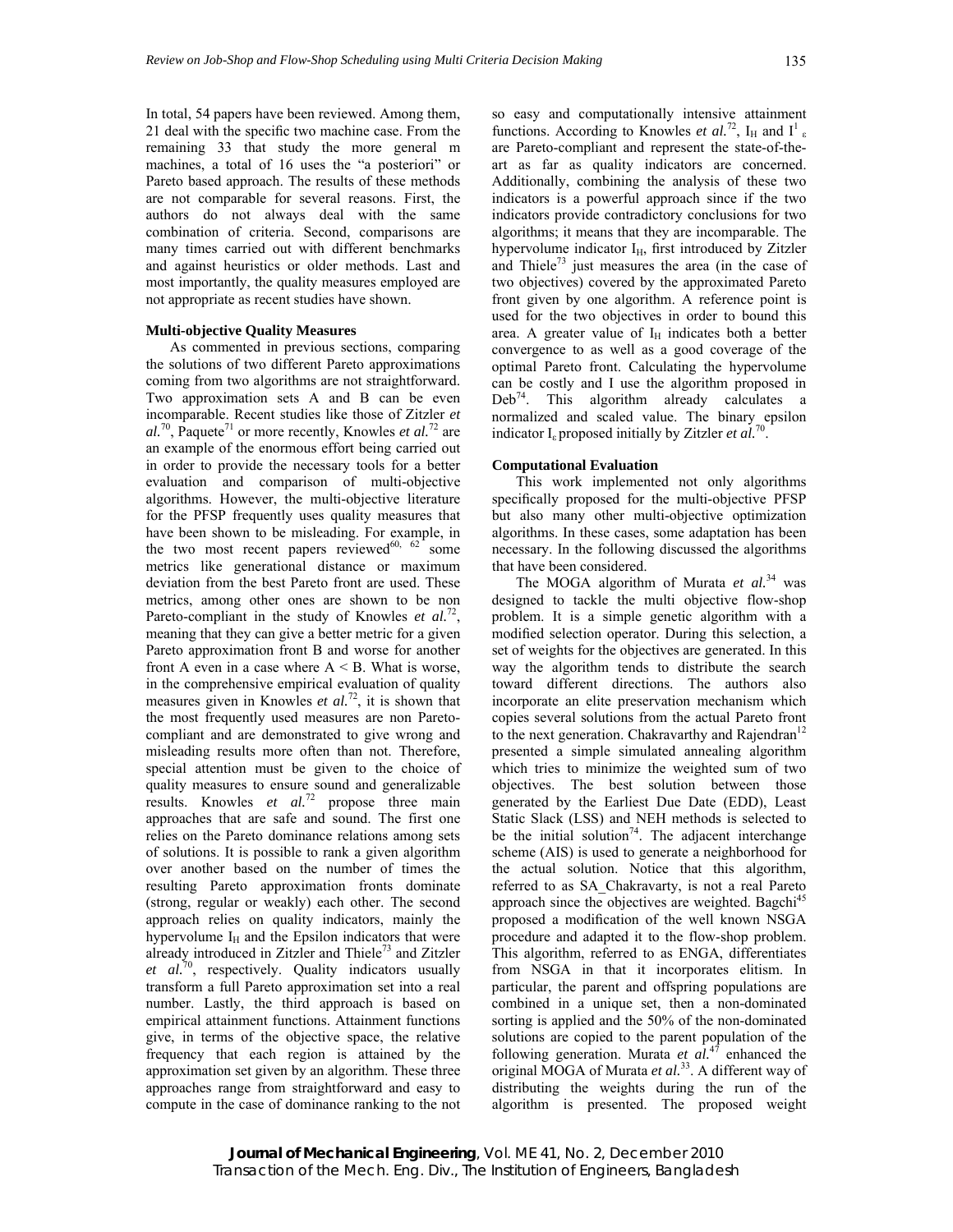In total, 54 papers have been reviewed. Among them, 21 deal with the specific two machine case. From the remaining 33 that study the more general m machines, a total of 16 uses the "a posteriori" or Pareto based approach. The results of these methods are not comparable for several reasons. First, the authors do not always deal with the same combination of criteria. Second, comparisons are many times carried out with different benchmarks and against heuristics or older methods. Last and most importantly, the quality measures employed are not appropriate as recent studies have shown.

### Multi-objective Quality Measures

As commented in previous sections, comparing the solutions of two different Pareto approximations coming from two algorithms are not straightforward. Two approximation sets A and B can be even incomparable. Recent studies like those of Zitzler *et al.*[70], Paquete[71] or more recently, Knowles *et al.*[72] are an example of the enormous effort being carried out in order to provide the necessary tools for a better evaluation and comparison of multi-objective algorithms. However, the multi-objective literature for the PFSP frequently uses quality measures that have been shown to be misleading. For example, in the two most recent papers reviewed[60, 62] some metrics like generational distance or maximum deviation from the best Pareto front are used. These metrics, among other ones are shown to be non Pareto-compliant in the study of Knowles *et al.*[72], meaning that they can give a better metric for a given Pareto approximation front B and worse for another front A even in a case where A < B. What is worse, in the comprehensive empirical evaluation of quality measures given in Knowles *et al.*[72], it is shown that the most frequently used measures are non Pareto-compliant and are demonstrated to give wrong and misleading results more often than not. Therefore, special attention must be given to the choice of quality measures to ensure sound and generalizable results. Knowles *et al.*[72] propose three main approaches that are safe and sound. The first one relies on the Pareto dominance relations among sets of solutions. It is possible to rank a given algorithm over another based on the number of times the resulting Pareto approximation fronts dominate (strong, regular or weakly) each other. The second approach relies on quality indicators, mainly the hypervolume $I_H$ and the Epsilon indicators that were already introduced in Zitzler and Thiele[73] and Zitzler *et al.*[70], respectively. Quality indicators usually transform a full Pareto approximation set into a real number. Lastly, the third approach is based on empirical attainment functions. Attainment functions give, in terms of the objective space, the relative frequency that each region is attained by the approximation set given by an algorithm. These three approaches range from straightforward and easy to compute in the case of dominance ranking to the not so easy and computationally intensive attainment functions. According to Knowles *et al.*[72], $I_H$ and $I^1_\varepsilon$ are Pareto-compliant and represent the state-of-the-art as far as quality indicators are concerned. Additionally, combining the analysis of these two indicators is a powerful approach since if the two indicators provide contradictory conclusions for two algorithms; it means that they are incomparable. The hypervolume indicator $I_H$, first introduced by Zitzler and Thiele[73] just measures the area (in the case of two objectives) covered by the approximated Pareto front given by one algorithm. A reference point is used for the two objectives in order to bound this area. A greater value of $I_H$ indicates both a better convergence to as well as a good coverage of the optimal Pareto front. Calculating the hypervolume can be costly and I use the algorithm proposed in Deb[74]. This algorithm already calculates a normalized and scaled value. The binary epsilon indicator $I_\varepsilon$ proposed initially by Zitzler *et al.*[70].

### Computational Evaluation

This work implemented not only algorithms specifically proposed for the multi-objective PFSP but also many other multi-objective optimization algorithms. In these cases, some adaptation has been necessary. In the following discussed the algorithms that have been considered.

The MOGA algorithm of Murata *et al.*[34] was designed to tackle the multi objective flow-shop problem. It is a simple genetic algorithm with a modified selection operator. During this selection, a set of weights for the objectives are generated. In this way the algorithm tends to distribute the search toward different directions. The authors also incorporate an elite preservation mechanism which copies several solutions from the actual Pareto front to the next generation. Chakravarthy and Rajendran[12] presented a simple simulated annealing algorithm which tries to minimize the weighted sum of two objectives. The best solution between those generated by the Earliest Due Date (EDD), Least Static Slack (LSS) and NEH methods is selected to be the initial solution[74]. The adjacent interchange scheme (AIS) is used to generate a neighborhood for the actual solution. Notice that this algorithm, referred to as SA_Chakravarty, is not a real Pareto approach since the objectives are weighted. Bagchi[45] proposed a modification of the well known NSGA procedure and adapted it to the flow-shop problem. This algorithm, referred to as ENGA, differentiates from NSGA in that it incorporates elitism. In particular, the parent and offspring populations are combined in a unique set, then a non-dominated sorting is applied and the 50% of the non-dominated solutions are copied to the parent population of the following generation. Murata *et al.*[47] enhanced the original MOGA of Murata *et al.*[33]. A different way of distributing the weights during the run of the algorithm is presented. The proposed weight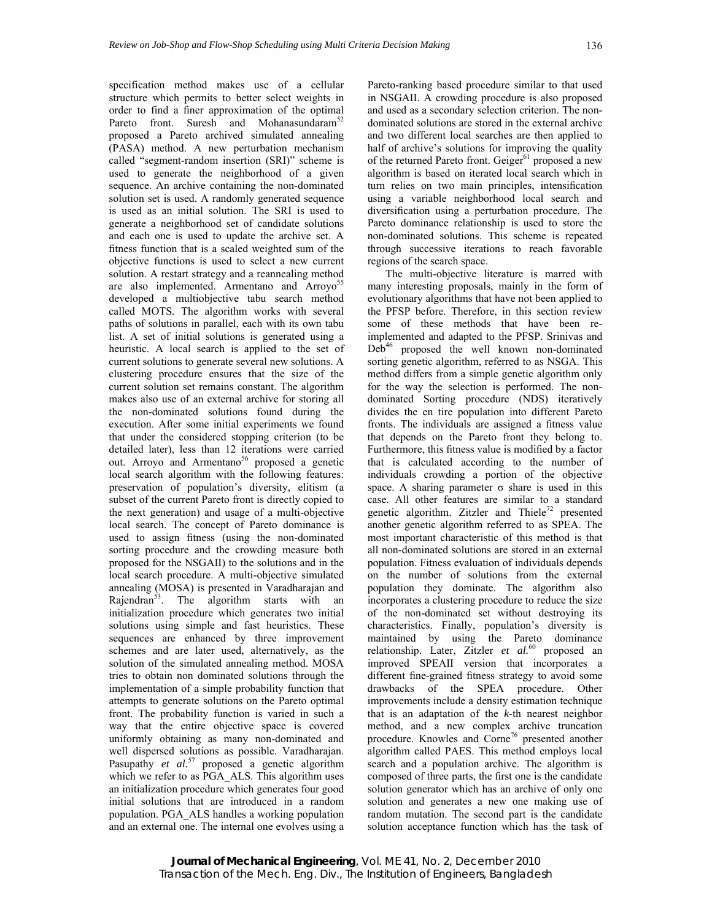specification method makes use of a cellular structure which permits to better select weights in order to find a finer approximation of the optimal Pareto front. Suresh and Mohanasundaram[52] proposed a Pareto archived simulated annealing (PASA) method. A new perturbation mechanism called "segment-random insertion (SRI)" scheme is used to generate the neighborhood of a given sequence. An archive containing the non-dominated solution set is used. A randomly generated sequence is used as an initial solution. The SRI is used to generate a neighborhood set of candidate solutions and each one is used to update the archive set. A fitness function that is a scaled weighted sum of the objective functions is used to select a new current solution. A restart strategy and a reannealing method are also implemented. Armentano and Arroyo[55] developed a multiobjective tabu search method called MOTS. The algorithm works with several paths of solutions in parallel, each with its own tabu list. A set of initial solutions is generated using a heuristic. A local search is applied to the set of current solutions to generate several new solutions. A clustering procedure ensures that the size of the current solution set remains constant. The algorithm makes also use of an external archive for storing all the non-dominated solutions found during the execution. After some initial experiments we found that under the considered stopping criterion (to be detailed later), less than 12 iterations were carried out. Arroyo and Armentano[56] proposed a genetic local search algorithm with the following features: preservation of population's diversity, elitism (a subset of the current Pareto front is directly copied to the next generation) and usage of a multi-objective local search. The concept of Pareto dominance is used to assign fitness (using the non-dominated sorting procedure and the crowding measure both proposed for the NSGAII) to the solutions and in the local search procedure. A multi-objective simulated annealing (MOSA) is presented in Varadharajan and Rajendran[53]. The algorithm starts with an initialization procedure which generates two initial solutions using simple and fast heuristics. These sequences are enhanced by three improvement schemes and are later used, alternatively, as the solution of the simulated annealing method. MOSA tries to obtain non dominated solutions through the implementation of a simple probability function that attempts to generate solutions on the Pareto optimal front. The probability function is varied in such a way that the entire objective space is covered uniformly obtaining as many non-dominated and well dispersed solutions as possible. Varadharajan. Pasupathy *et al.*[57] proposed a genetic algorithm which we refer to as PGA_ALS. This algorithm uses an initialization procedure which generates four good initial solutions that are introduced in a random population. PGA_ALS handles a working population and an external one. The internal one evolves using a Pareto-ranking based procedure similar to that used in NSGAII. A crowding procedure is also proposed and used as a secondary selection criterion. The non-dominated solutions are stored in the external archive and two different local searches are then applied to half of archive's solutions for improving the quality of the returned Pareto front. Geiger[61] proposed a new algorithm is based on iterated local search which in turn relies on two main principles, intensification using a variable neighborhood local search and diversification using a perturbation procedure. The Pareto dominance relationship is used to store the non-dominated solutions. This scheme is repeated through successive iterations to reach favorable regions of the search space.

The multi-objective literature is marred with many interesting proposals, mainly in the form of evolutionary algorithms that have not been applied to the PFSP before. Therefore, in this section review some of these methods that have been re-implemented and adapted to the PFSP. Srinivas and Deb[46] proposed the well known non-dominated sorting genetic algorithm, referred to as NSGA. This method differs from a simple genetic algorithm only for the way the selection is performed. The non-dominated Sorting procedure (NDS) iteratively divides the en tire population into different Pareto fronts. The individuals are assigned a fitness value that depends on the Pareto front they belong to. Furthermore, this fitness value is modified by a factor that is calculated according to the number of individuals crowding a portion of the objective space. A sharing parameter σ share is used in this case. All other features are similar to a standard genetic algorithm. Zitzler and Thiele[72] presented another genetic algorithm referred to as SPEA. The most important characteristic of this method is that all non-dominated solutions are stored in an external population. Fitness evaluation of individuals depends on the number of solutions from the external population they dominate. The algorithm also incorporates a clustering procedure to reduce the size of the non-dominated set without destroying its characteristics. Finally, population's diversity is maintained by using the Pareto dominance relationship. Later, Zitzler *et al.*[60] proposed an improved SPEAII version that incorporates a different fine-grained fitness strategy to avoid some drawbacks of the SPEA procedure. Other improvements include a density estimation technique that is an adaptation of the *k*-th nearest neighbor method, and a new complex archive truncation procedure. Knowles and Corne[76] presented another algorithm called PAES. This method employs local search and a population archive. The algorithm is composed of three parts, the first one is the candidate solution generator which has an archive of only one solution and generates a new one making use of random mutation. The second part is the candidate solution acceptance function which has the task of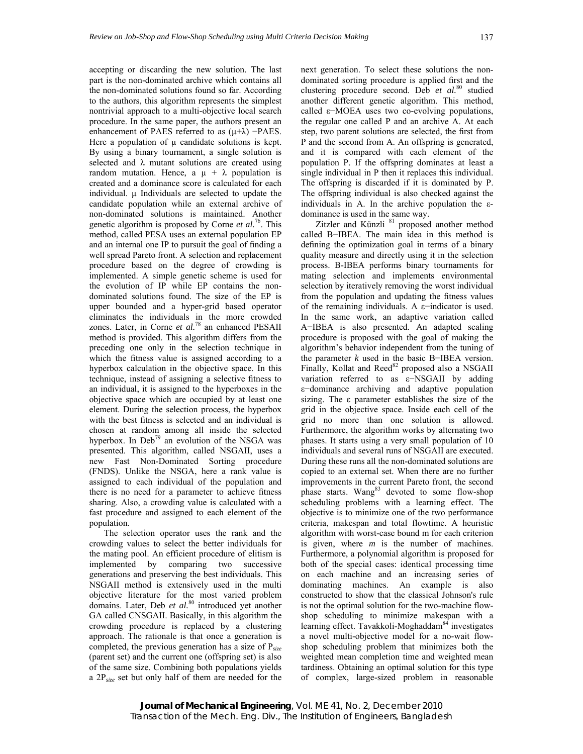accepting or discarding the new solution. The last part is the non-dominated archive which contains all the non-dominated solutions found so far. According to the authors, this algorithm represents the simplest nontrivial approach to a multi-objective local search procedure. In the same paper, the authors present an enhancement of PAES referred to as $(\mu+\lambda)$ −PAES. Here a population of $\mu$ candidate solutions is kept. By using a binary tournament, a single solution is selected and $\lambda$ mutant solutions are created using random mutation. Hence, a $\mu + \lambda$ population is created and a dominance score is calculated for each individual. $\mu$ Individuals are selected to update the candidate population while an external archive of non-dominated solutions is maintained. Another genetic algorithm is proposed by Corne *et al.*[76]. This method, called PESA uses an external population EP and an internal one IP to pursuit the goal of finding a well spread Pareto front. A selection and replacement procedure based on the degree of crowding is implemented. A simple genetic scheme is used for the evolution of IP while EP contains the non-dominated solutions found. The size of the EP is upper bounded and a hyper-grid based operator eliminates the individuals in the more crowded zones. Later, in Corne *et al.*[78] an enhanced PESAII method is provided. This algorithm differs from the preceding one only in the selection technique in which the fitness value is assigned according to a hyperbox calculation in the objective space. In this technique, instead of assigning a selective fitness to an individual, it is assigned to the hyperboxes in the objective space which are occupied by at least one element. During the selection process, the hyperbox with the best fitness is selected and an individual is chosen at random among all inside the selected hyperbox. In Deb[79] an evolution of the NSGA was presented. This algorithm, called NSGAII, uses a new Fast Non-Dominated Sorting procedure (FNDS). Unlike the NSGA, here a rank value is assigned to each individual of the population and there is no need for a parameter to achieve fitness sharing. Also, a crowding value is calculated with a fast procedure and assigned to each element of the population.

The selection operator uses the rank and the crowding values to select the better individuals for the mating pool. An efficient procedure of elitism is implemented by comparing two successive generations and preserving the best individuals. This NSGAII method is extensively used in the multi objective literature for the most varied problem domains. Later, Deb *et al.*[80] introduced yet another GA called CNSGAII. Basically, in this algorithm the crowding procedure is replaced by a clustering approach. The rationale is that once a generation is completed, the previous generation has a size of $P_{size}$ (parent set) and the current one (offspring set) is also of the same size. Combining both populations yields a $2P_{size}$ set but only half of them are needed for the next generation. To select these solutions the non-dominated sorting procedure is applied first and the clustering procedure second. Deb *et al.*[80] studied another different genetic algorithm. This method, called ε−MOEA uses two co-evolving populations, the regular one called P and an archive A. At each step, two parent solutions are selected, the first from P and the second from A. An offspring is generated, and it is compared with each element of the population P. If the offspring dominates at least a single individual in P then it replaces this individual. The offspring is discarded if it is dominated by P. The offspring individual is also checked against the individuals in A. In the archive population the ε-dominance is used in the same way.

Zitzler and Künzli [81] proposed another method called B−IBEA. The main idea in this method is defining the optimization goal in terms of a binary quality measure and directly using it in the selection process. B-IBEA performs binary tournaments for mating selection and implements environmental selection by iteratively removing the worst individual from the population and updating the fitness values of the remaining individuals. A ε−indicator is used. In the same work, an adaptive variation called A−IBEA is also presented. An adapted scaling procedure is proposed with the goal of making the algorithm's behavior independent from the tuning of the parameter *k* used in the basic B−IBEA version. Finally, Kollat and Reed[82] proposed also a NSGAII variation referred to as ε−NSGAII by adding ε−dominance archiving and adaptive population sizing. The ε parameter establishes the size of the grid in the objective space. Inside each cell of the grid no more than one solution is allowed. Furthermore, the algorithm works by alternating two phases. It starts using a very small population of 10 individuals and several runs of NSGAII are executed. During these runs all the non-dominated solutions are copied to an external set. When there are no further improvements in the current Pareto front, the second phase starts. Wang[83] devoted to some flow-shop scheduling problems with a learning effect. The objective is to minimize one of the two performance criteria, makespan and total flowtime. A heuristic algorithm with worst-case bound m for each criterion is given, where *m* is the number of machines. Furthermore, a polynomial algorithm is proposed for both of the special cases: identical processing time on each machine and an increasing series of dominating machines. An example is also constructed to show that the classical Johnson's rule is not the optimal solution for the two-machine flow-shop scheduling to minimize makespan with a learning effect. Tavakkoli-Moghaddam[84] investigates a novel multi-objective model for a no-wait flow-shop scheduling problem that minimizes both the weighted mean completion time and weighted mean tardiness. Obtaining an optimal solution for this type of complex, large-sized problem in reasonable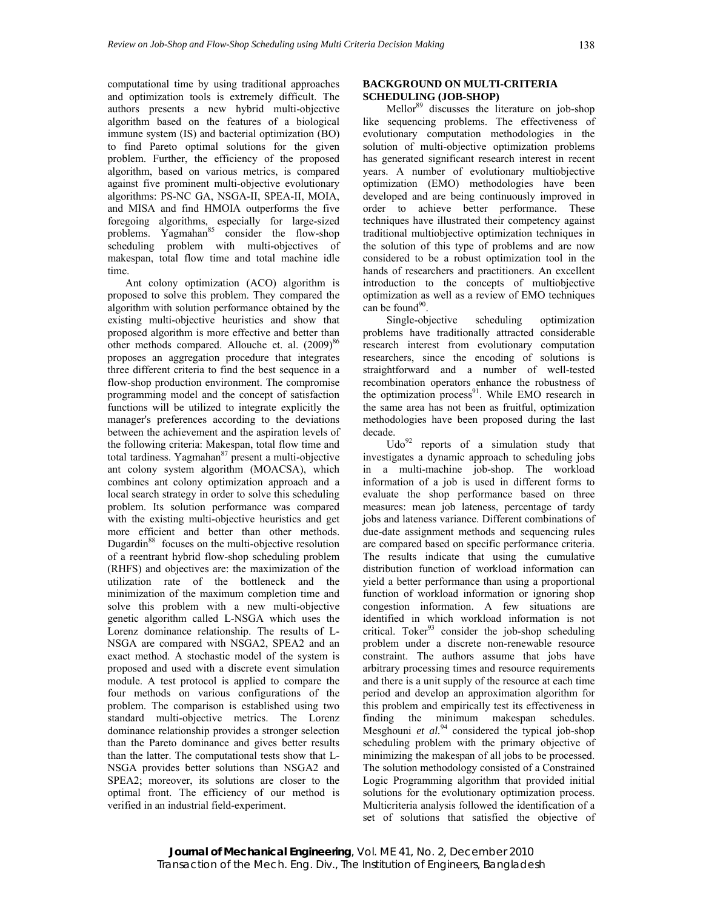computational time by using traditional approaches and optimization tools is extremely difficult. The authors presents a new hybrid multi-objective algorithm based on the features of a biological immune system (IS) and bacterial optimization (BO) to find Pareto optimal solutions for the given problem. Further, the efficiency of the proposed algorithm, based on various metrics, is compared against five prominent multi-objective evolutionary algorithms: PS-NC GA, NSGA-II, SPEA-II, MOIA, and MISA and find HMOIA outperforms the five foregoing algorithms, especially for large-sized problems. Yagmahan[85] consider the flow-shop scheduling problem with multi-objectives of makespan, total flow time and total machine idle time.

Ant colony optimization (ACO) algorithm is proposed to solve this problem. They compared the algorithm with solution performance obtained by the existing multi-objective heuristics and show that proposed algorithm is more effective and better than other methods compared. Allouche et. al. (2009)[86] proposes an aggregation procedure that integrates three different criteria to find the best sequence in a flow-shop production environment. The compromise programming model and the concept of satisfaction functions will be utilized to integrate explicitly the manager's preferences according to the deviations between the achievement and the aspiration levels of the following criteria: Makespan, total flow time and total tardiness. Yagmahan[87] present a multi-objective ant colony system algorithm (MOACSA), which combines ant colony optimization approach and a local search strategy in order to solve this scheduling problem. Its solution performance was compared with the existing multi-objective heuristics and get more efficient and better than other methods. Dugardin[88] focuses on the multi-objective resolution of a reentrant hybrid flow-shop scheduling problem (RHFS) and objectives are: the maximization of the utilization rate of the bottleneck and the minimization of the maximum completion time and solve this problem with a new multi-objective genetic algorithm called L-NSGA which uses the Lorenz dominance relationship. The results of L-NSGA are compared with NSGA2, SPEA2 and an exact method. A stochastic model of the system is proposed and used with a discrete event simulation module. A test protocol is applied to compare the four methods on various configurations of the problem. The comparison is established using two standard multi-objective metrics. The Lorenz dominance relationship provides a stronger selection than the Pareto dominance and gives better results than the latter. The computational tests show that L-NSGA provides better solutions than NSGA2 and SPEA2; moreover, its solutions are closer to the optimal front. The efficiency of our method is verified in an industrial field-experiment.

## BACKGROUND ON MULTI-CRITERIA SCHEDULING (JOB-SHOP)

Mellor[89] discusses the literature on job-shop like sequencing problems. The effectiveness of evolutionary computation methodologies in the solution of multi-objective optimization problems has generated significant research interest in recent years. A number of evolutionary multiobjective optimization (EMO) methodologies have been developed and are being continuously improved in order to achieve better performance. These techniques have illustrated their competency against traditional multiobjective optimization techniques in the solution of this type of problems and are now considered to be a robust optimization tool in the hands of researchers and practitioners. An excellent introduction to the concepts of multiobjective optimization as well as a review of EMO techniques can be found[90].

Single-objective scheduling optimization problems have traditionally attracted considerable research interest from evolutionary computation researchers, since the encoding of solutions is straightforward and a number of well-tested recombination operators enhance the robustness of the optimization process[91]. While EMO research in the same area has not been as fruitful, optimization methodologies have been proposed during the last decade.

Udo[92] reports of a simulation study that investigates a dynamic approach to scheduling jobs in a multi-machine job-shop. The workload information of a job is used in different forms to evaluate the shop performance based on three measures: mean job lateness, percentage of tardy jobs and lateness variance. Different combinations of due-date assignment methods and sequencing rules are compared based on specific performance criteria. The results indicate that using the cumulative distribution function of workload information can yield a better performance than using a proportional function of workload information or ignoring shop congestion information. A few situations are identified in which workload information is not critical. Toker[93] consider the job-shop scheduling problem under a discrete non-renewable resource constraint. The authors assume that jobs have arbitrary processing times and resource requirements and there is a unit supply of the resource at each time period and develop an approximation algorithm for this problem and empirically test its effectiveness in finding the minimum makespan schedules. Mesghouni *et al.*[94] considered the typical job-shop scheduling problem with the primary objective of minimizing the makespan of all jobs to be processed. The solution methodology consisted of a Constrained Logic Programming algorithm that provided initial solutions for the evolutionary optimization process. Multicriteria analysis followed the identification of a set of solutions that satisfied the objective of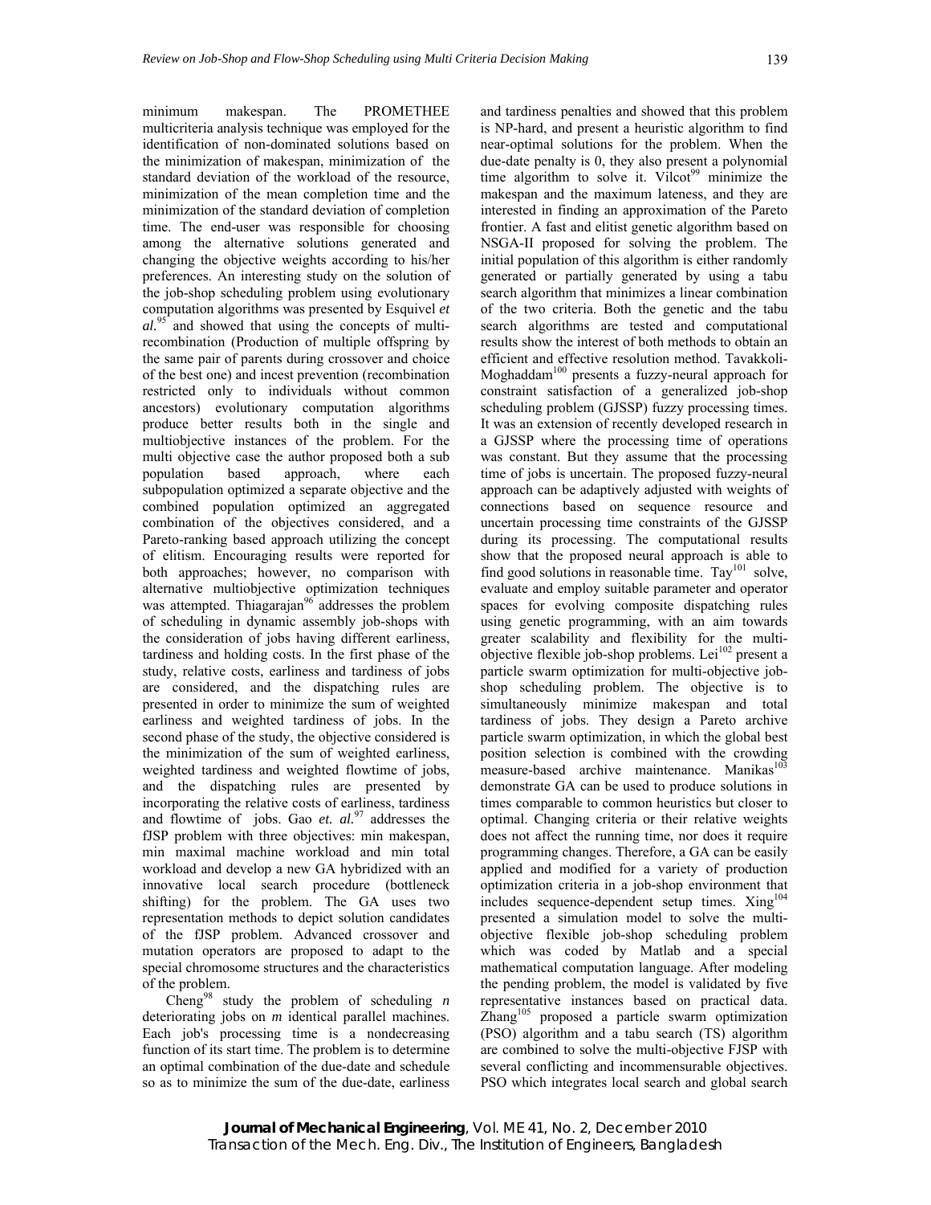minimum makespan. The PROMETHEE multicriteria analysis technique was employed for the identification of non-dominated solutions based on the minimization of makespan, minimization of the standard deviation of the workload of the resource, minimization of the mean completion time and the minimization of the standard deviation of completion time. The end-user was responsible for choosing among the alternative solutions generated and changing the objective weights according to his/her preferences. An interesting study on the solution of the job-shop scheduling problem using evolutionary computation algorithms was presented by Esquivel *et al.*[95] and showed that using the concepts of multi-recombination (Production of multiple offspring by the same pair of parents during crossover and choice of the best one) and incest prevention (recombination restricted only to individuals without common ancestors) evolutionary computation algorithms produce better results both in the single and multiobjective instances of the problem. For the multi objective case the author proposed both a sub population based approach, where each subpopulation optimized a separate objective and the combined population optimized an aggregated combination of the objectives considered, and a Pareto-ranking based approach utilizing the concept of elitism. Encouraging results were reported for both approaches; however, no comparison with alternative multiobjective optimization techniques was attempted. Thiagarajan[96] addresses the problem of scheduling in dynamic assembly job-shops with the consideration of jobs having different earliness, tardiness and holding costs. In the first phase of the study, relative costs, earliness and tardiness of jobs are considered, and the dispatching rules are presented in order to minimize the sum of weighted earliness and weighted tardiness of jobs. In the second phase of the study, the objective considered is the minimization of the sum of weighted earliness, weighted tardiness and weighted flowtime of jobs, and the dispatching rules are presented by incorporating the relative costs of earliness, tardiness and flowtime of jobs. Gao *et. al.*[97] addresses the fJSP problem with three objectives: min makespan, min maximal machine workload and min total workload and develop a new GA hybridized with an innovative local search procedure (bottleneck shifting) for the problem. The GA uses two representation methods to depict solution candidates of the fJSP problem. Advanced crossover and mutation operators are proposed to adapt to the special chromosome structures and the characteristics of the problem.

Cheng[98] study the problem of scheduling *n* deteriorating jobs on *m* identical parallel machines. Each job's processing time is a nondecreasing function of its start time. The problem is to determine an optimal combination of the due-date and schedule so as to minimize the sum of the due-date, earliness and tardiness penalties and showed that this problem is NP-hard, and present a heuristic algorithm to find near-optimal solutions for the problem. When the due-date penalty is 0, they also present a polynomial time algorithm to solve it. Vilcot[99] minimize the makespan and the maximum lateness, and they are interested in finding an approximation of the Pareto frontier. A fast and elitist genetic algorithm based on NSGA-II proposed for solving the problem. The initial population of this algorithm is either randomly generated or partially generated by using a tabu search algorithm that minimizes a linear combination of the two criteria. Both the genetic and the tabu search algorithms are tested and computational results show the interest of both methods to obtain an efficient and effective resolution method. Tavakkoli-Moghaddam[100] presents a fuzzy-neural approach for constraint satisfaction of a generalized job-shop scheduling problem (GJSSP) fuzzy processing times. It was an extension of recently developed research in a GJSSP where the processing time of operations was constant. But they assume that the processing time of jobs is uncertain. The proposed fuzzy-neural approach can be adaptively adjusted with weights of connections based on sequence resource and uncertain processing time constraints of the GJSSP during its processing. The computational results show that the proposed neural approach is able to find good solutions in reasonable time. Tay[101] solve, evaluate and employ suitable parameter and operator spaces for evolving composite dispatching rules using genetic programming, with an aim towards greater scalability and flexibility for the multi-objective flexible job-shop problems. Lei[102] present a particle swarm optimization for multi-objective job-shop scheduling problem. The objective is to simultaneously minimize makespan and total tardiness of jobs. They design a Pareto archive particle swarm optimization, in which the global best position selection is combined with the crowding measure-based archive maintenance. Manikas[103] demonstrate GA can be used to produce solutions in times comparable to common heuristics but closer to optimal. Changing criteria or their relative weights does not affect the running time, nor does it require programming changes. Therefore, a GA can be easily applied and modified for a variety of production optimization criteria in a job-shop environment that includes sequence-dependent setup times. Xing[104] presented a simulation model to solve the multi-objective flexible job-shop scheduling problem which was coded by Matlab and a special mathematical computation language. After modeling the pending problem, the model is validated by five representative instances based on practical data. Zhang[105] proposed a particle swarm optimization (PSO) algorithm and a tabu search (TS) algorithm are combined to solve the multi-objective FJSP with several conflicting and incommensurable objectives. PSO which integrates local search and global search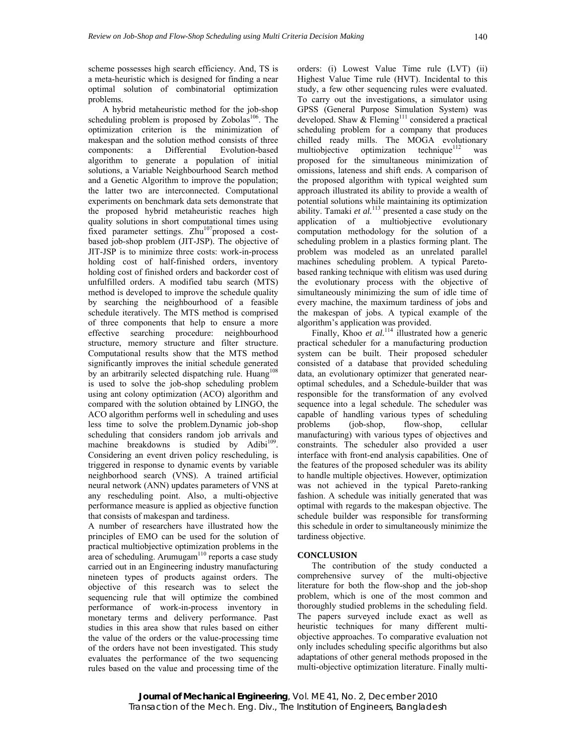scheme possesses high search efficiency. And, TS is a meta-heuristic which is designed for finding a near optimal solution of combinatorial optimization problems.

A hybrid metaheuristic method for the job-shop scheduling problem is proposed by Zobolas[106]. The optimization criterion is the minimization of makespan and the solution method consists of three components: a Differential Evolution-based algorithm to generate a population of initial solutions, a Variable Neighbourhood Search method and a Genetic Algorithm to improve the population; the latter two are interconnected. Computational experiments on benchmark data sets demonstrate that the proposed hybrid metaheuristic reaches high quality solutions in short computational times using fixed parameter settings. Zhu[107]proposed a cost-based job-shop problem (JIT-JSP). The objective of JIT-JSP is to minimize three costs: work-in-process holding cost of half-finished orders, inventory holding cost of finished orders and backorder cost of unfulfilled orders. A modified tabu search (MTS) method is developed to improve the schedule quality by searching the neighbourhood of a feasible schedule iteratively. The MTS method is comprised of three components that help to ensure a more effective searching procedure: neighbourhood structure, memory structure and filter structure. Computational results show that the MTS method significantly improves the initial schedule generated by an arbitrarily selected dispatching rule. Huang[108] is used to solve the job-shop scheduling problem using ant colony optimization (ACO) algorithm and compared with the solution obtained by LINGO, the ACO algorithm performs well in scheduling and uses less time to solve the problem.Dynamic job-shop scheduling that considers random job arrivals and machine breakdowns is studied by Adibi[109]. Considering an event driven policy rescheduling, is triggered in response to dynamic events by variable neighborhood search (VNS). A trained artificial neural network (ANN) updates parameters of VNS at any rescheduling point. Also, a multi-objective performance measure is applied as objective function that consists of makespan and tardiness.

A number of researchers have illustrated how the principles of EMO can be used for the solution of practical multiobjective optimization problems in the area of scheduling. Arumugam[110] reports a case study carried out in an Engineering industry manufacturing nineteen types of products against orders. The objective of this research was to select the sequencing rule that will optimize the combined performance of work-in-process inventory in monetary terms and delivery performance. Past studies in this area show that rules based on either the value of the orders or the value-processing time of the orders have not been investigated. This study evaluates the performance of the two sequencing rules based on the value and processing time of the orders: (i) Lowest Value Time rule (LVT) (ii) Highest Value Time rule (HVT). Incidental to this study, a few other sequencing rules were evaluated. To carry out the investigations, a simulator using GPSS (General Purpose Simulation System) was developed. Shaw & Fleming[111] considered a practical scheduling problem for a company that produces chilled ready mills. The MOGA evolutionary multiobjective optimization technique[112] was proposed for the simultaneous minimization of omissions, lateness and shift ends. A comparison of the proposed algorithm with typical weighted sum approach illustrated its ability to provide a wealth of potential solutions while maintaining its optimization ability. Tamaki *et al.*[113] presented a case study on the application of a multiobjective evolutionary computation methodology for the solution of a scheduling problem in a plastics forming plant. The problem was modeled as an unrelated parallel machines scheduling problem. A typical Pareto-based ranking technique with elitism was used during the evolutionary process with the objective of simultaneously minimizing the sum of idle time of every machine, the maximum tardiness of jobs and the makespan of jobs. A typical example of the algorithm's application was provided.

Finally, Khoo *et al.*[114] illustrated how a generic practical scheduler for a manufacturing production system can be built. Their proposed scheduler consisted of a database that provided scheduling data, an evolutionary optimizer that generated near-optimal schedules, and a Schedule-builder that was responsible for the transformation of any evolved sequence into a legal schedule. The scheduler was capable of handling various types of scheduling problems (job-shop, flow-shop, cellular manufacturing) with various types of objectives and constraints. The scheduler also provided a user interface with front-end analysis capabilities. One of the features of the proposed scheduler was its ability to handle multiple objectives. However, optimization was not achieved in the typical Pareto-ranking fashion. A schedule was initially generated that was optimal with regards to the makespan objective. The schedule builder was responsible for transforming this schedule in order to simultaneously minimize the tardiness objective.

## CONCLUSION

The contribution of the study conducted a comprehensive survey of the multi-objective literature for both the flow-shop and the job-shop problem, which is one of the most common and thoroughly studied problems in the scheduling field. The papers surveyed include exact as well as heuristic techniques for many different multi-objective approaches. To comparative evaluation not only includes scheduling specific algorithms but also adaptations of other general methods proposed in the multi-objective optimization literature. Finally multi-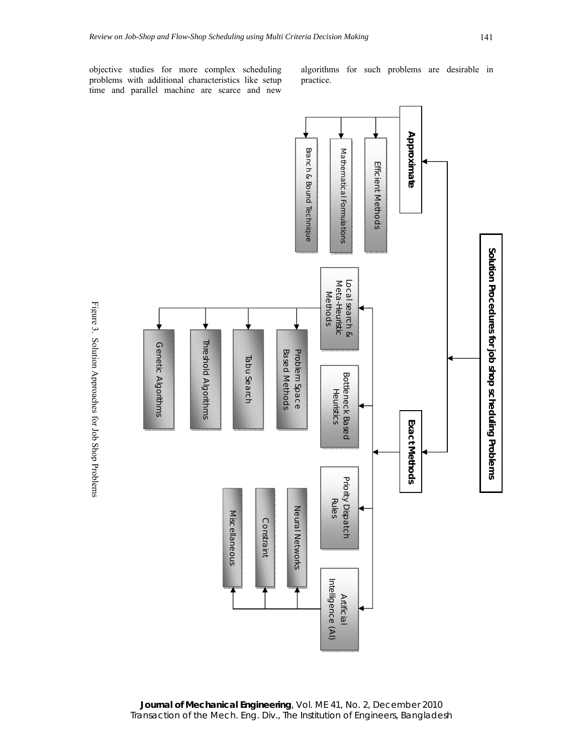objective studies for more complex scheduling problems with additional characteristics like setup time and parallel machine are scarce and new algorithms for such problems are desirable in practice.

- **Solution Procedures for job shop scheduling Problems**
  - **Approximate**
    - Efficient Methods
    - Mathematical Formulations
    - Branch & Bound Technique
  - **Exact Methods**
    - Local search & Meta-Heuristic Methods
      - Problem Space Based Methods
      - Tabu Search
      - Threshold Algorithms
      - Genetic Algorithms
    - Bottleneck Based Heuristics
    - Priority Dispatch Rules
    - Artificial Intelligence (AI)
      - Neural Networks
      - Constraint
      - Miscellaneous

Figure 3. Solution Approaches for Job Shop Problems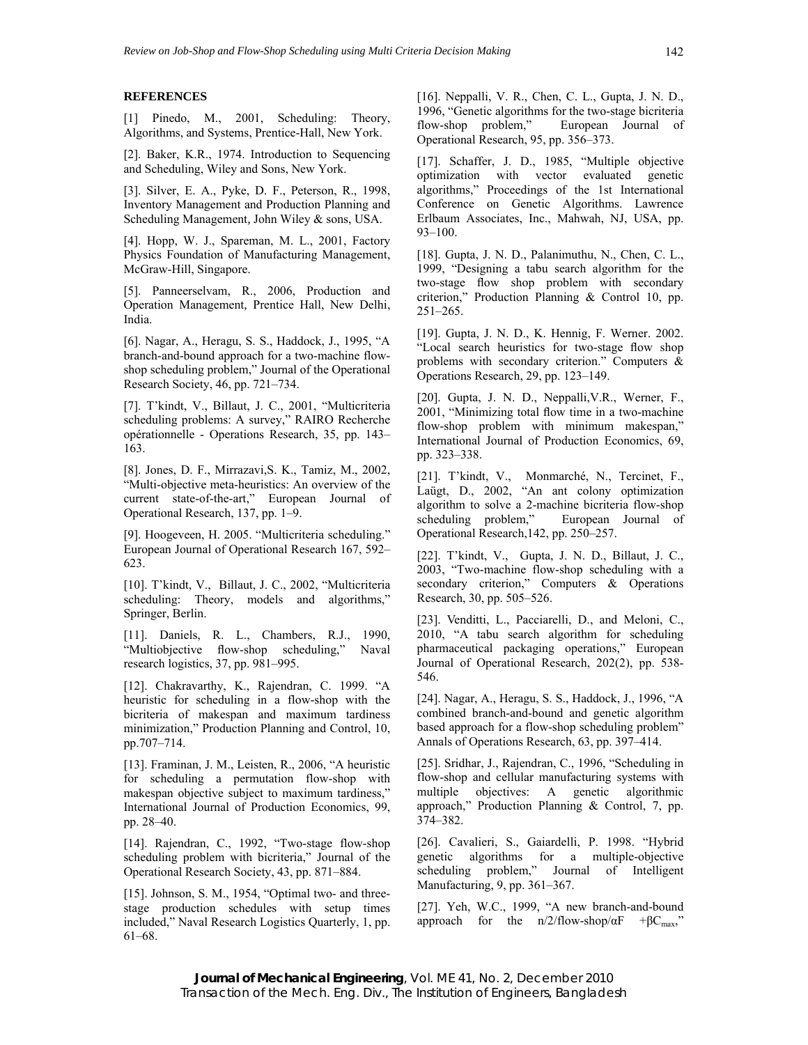## REFERENCES

[1] Pinedo, M., 2001, Scheduling: Theory, Algorithms, and Systems, Prentice-Hall, New York.

[2]. Baker, K.R., 1974. Introduction to Sequencing and Scheduling, Wiley and Sons, New York.

[3]. Silver, E. A., Pyke, D. F., Peterson, R., 1998, Inventory Management and Production Planning and Scheduling Management, John Wiley & sons, USA.

[4]. Hopp, W. J., Spareman, M. L., 2001, Factory Physics Foundation of Manufacturing Management, McGraw-Hill, Singapore.

[5]. Panneerselvam, R., 2006, Production and Operation Management, Prentice Hall, New Delhi, India.

[6]. Nagar, A., Heragu, S. S., Haddock, J., 1995, "A branch-and-bound approach for a two-machine flow-shop scheduling problem," Journal of the Operational Research Society, 46, pp. 721–734.

[7]. T'kindt, V., Billaut, J. C., 2001, "Multicriteria scheduling problems: A survey," RAIRO Recherche opérationnelle - Operations Research, 35, pp. 143–163.

[8]. Jones, D. F., Mirrazavi,S. K., Tamiz, M., 2002, "Multi-objective meta-heuristics: An overview of the current state-of-the-art," European Journal of Operational Research, 137, pp. 1–9.

[9]. Hoogeveen, H. 2005. "Multicriteria scheduling." European Journal of Operational Research 167, 592–623.

[10]. T'kindt, V., Billaut, J. C., 2002, "Multicriteria scheduling: Theory, models and algorithms," Springer, Berlin.

[11]. Daniels, R. L., Chambers, R.J., 1990, "Multiobjective flow-shop scheduling," Naval research logistics, 37, pp. 981–995.

[12]. Chakravarthy, K., Rajendran, C. 1999. "A heuristic for scheduling in a flow-shop with the bicriteria of makespan and maximum tardiness minimization," Production Planning and Control, 10, pp.707–714.

[13]. Framinan, J. M., Leisten, R., 2006, "A heuristic for scheduling a permutation flow-shop with makespan objective subject to maximum tardiness," International Journal of Production Economics, 99, pp. 28–40.

[14]. Rajendran, C., 1992, "Two-stage flow-shop scheduling problem with bicriteria," Journal of the Operational Research Society, 43, pp. 871–884.

[15]. Johnson, S. M., 1954, "Optimal two- and three-stage production schedules with setup times included," Naval Research Logistics Quarterly, 1, pp. 61–68.

[16]. Neppalli, V. R., Chen, C. L., Gupta, J. N. D., 1996, "Genetic algorithms for the two-stage bicriteria flow-shop problem," European Journal of Operational Research, 95, pp. 356–373.

[17]. Schaffer, J. D., 1985, "Multiple objective optimization with vector evaluated genetic algorithms," Proceedings of the 1st International Conference on Genetic Algorithms. Lawrence Erlbaum Associates, Inc., Mahwah, NJ, USA, pp. 93–100.

[18]. Gupta, J. N. D., Palanimuthu, N., Chen, C. L., 1999, "Designing a tabu search algorithm for the two-stage flow shop problem with secondary criterion," Production Planning & Control 10, pp. 251–265.

[19]. Gupta, J. N. D., K. Hennig, F. Werner. 2002. "Local search heuristics for two-stage flow shop problems with secondary criterion." Computers & Operations Research, 29, pp. 123–149.

[20]. Gupta, J. N. D., Neppalli,V.R., Werner, F., 2001, "Minimizing total flow time in a two-machine flow-shop problem with minimum makespan," International Journal of Production Economics, 69, pp. 323–338.

[21]. T'kindt, V., Monmarché, N., Tercinet, F., Laügt, D., 2002, "An ant colony optimization algorithm to solve a 2-machine bicriteria flow-shop scheduling problem," European Journal of Operational Research,142, pp. 250–257.

[22]. T'kindt, V., Gupta, J. N. D., Billaut, J. C., 2003, "Two-machine flow-shop scheduling with a secondary criterion," Computers & Operations Research, 30, pp. 505–526.

[23]. Venditti, L., Pacciarelli, D., and Meloni, C., 2010, "A tabu search algorithm for scheduling pharmaceutical packaging operations," European Journal of Operational Research, 202(2), pp. 538-546.

[24]. Nagar, A., Heragu, S. S., Haddock, J., 1996, "A combined branch-and-bound and genetic algorithm based approach for a flow-shop scheduling problem" Annals of Operations Research, 63, pp. 397–414.

[25]. Sridhar, J., Rajendran, C., 1996, "Scheduling in flow-shop and cellular manufacturing systems with multiple objectives: A genetic algorithmic approach," Production Planning & Control, 7, pp. 374–382.

[26]. Cavalieri, S., Gaiardelli, P. 1998. "Hybrid genetic algorithms for a multiple-objective scheduling problem," Journal of Intelligent Manufacturing, 9, pp. 361–367.

[27]. Yeh, W.C., 1999, "A new branch-and-bound approach for the n/2/flow-shop/$\alpha F + \beta C_{max}$,"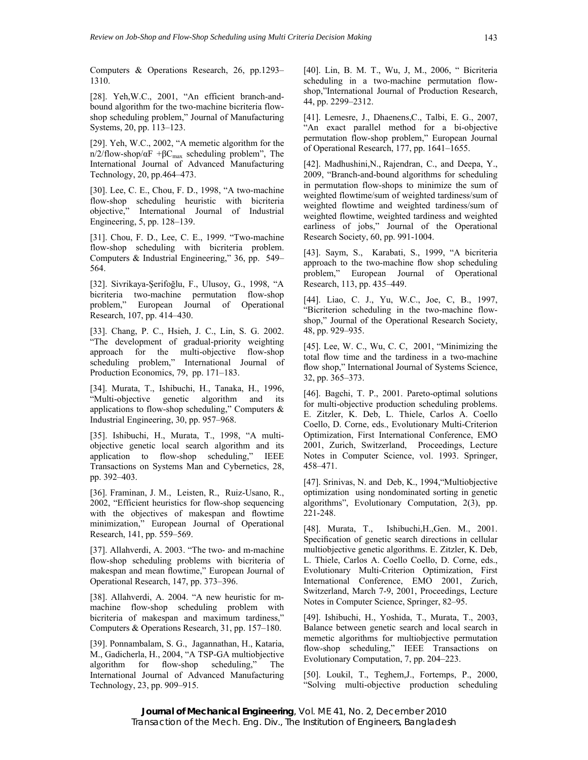Computers & Operations Research, 26, pp.1293–1310.

[28]. Yeh,W.C., 2001, "An efficient branch-and-bound algorithm for the two-machine bicriteria flow-shop scheduling problem," Journal of Manufacturing Systems, 20, pp. 113–123.

[29]. Yeh, W.C., 2002, "A memetic algorithm for the n/2/flow-shop/$\alpha F + \beta C_{max}$ scheduling problem", The International Journal of Advanced Manufacturing Technology, 20, pp.464–473.

[30]. Lee, C. E., Chou, F. D., 1998, "A two-machine flow-shop scheduling heuristic with bicriteria objective," International Journal of Industrial Engineering, 5, pp. 128–139.

[31]. Chou, F. D., Lee, C. E., 1999. "Two-machine flow-shop scheduling with bicriteria problem. Computers & Industrial Engineering," 36, pp. 549–564.

[32]. Sivrikaya-Şerifoğlu, F., Ulusoy, G., 1998, "A bicriteria two-machine permutation flow-shop problem," European Journal of Operational Research, 107, pp. 414–430.

[33]. Chang, P. C., Hsieh, J. C., Lin, S. G. 2002. "The development of gradual-priority weighting approach for the multi-objective flow-shop scheduling problem," International Journal of Production Economics, 79, pp. 171–183.

[34]. Murata, T., Ishibuchi, H., Tanaka, H., 1996, "Multi-objective genetic algorithm and its applications to flow-shop scheduling," Computers & Industrial Engineering, 30, pp. 957–968.

[35]. Ishibuchi, H., Murata, T., 1998, "A multi-objective genetic local search algorithm and its application to flow-shop scheduling," IEEE Transactions on Systems Man and Cybernetics, 28, pp. 392–403.

[36]. Framinan, J. M., Leisten, R., Ruiz-Usano, R., 2002, "Efficient heuristics for flow-shop sequencing with the objectives of makespan and flowtime minimization," European Journal of Operational Research, 141, pp. 559–569.

[37]. Allahverdi, A. 2003. "The two- and m-machine flow-shop scheduling problems with bicriteria of makespan and mean flowtime," European Journal of Operational Research, 147, pp. 373–396.

[38]. Allahverdi, A. 2004. "A new heuristic for m-machine flow-shop scheduling problem with bicriteria of makespan and maximum tardiness," Computers & Operations Research, 31, pp. 157–180.

[39]. Ponnambalam, S. G., Jagannathan, H., Kataria, M., Gadicherla, H., 2004, "A TSP-GA multiobjective algorithm for flow-shop scheduling," The International Journal of Advanced Manufacturing Technology, 23, pp. 909–915.

[40]. Lin, B. M. T., Wu, J, M., 2006, " Bicriteria scheduling in a two-machine permutation flow-shop,"International Journal of Production Research, 44, pp. 2299–2312.

[41]. Lemesre, J., Dhaenens,C., Talbi, E. G., 2007, "An exact parallel method for a bi-objective permutation flow-shop problem," European Journal of Operational Research, 177, pp. 1641–1655.

[42]. Madhushini,N., Rajendran, C., and Deepa, Y., 2009, "Branch-and-bound algorithms for scheduling in permutation flow-shops to minimize the sum of weighted flowtime/sum of weighted tardiness/sum of weighted flowtime and weighted tardiness/sum of weighted flowtime, weighted tardiness and weighted earliness of jobs," Journal of the Operational Research Society, 60, pp. 991-1004.

[43]. Saym, S., Karabati, S., 1999, "A bicriteria approach to the two-machine flow shop scheduling problem," European Journal of Operational Research, 113, pp. 435–449.

[44]. Liao, C. J., Yu, W.C., Joe, C, B., 1997, "Bicriterion scheduling in the two-machine flow-shop," Journal of the Operational Research Society, 48, pp. 929–935.

[45]. Lee, W. C., Wu, C. C, 2001, "Minimizing the total flow time and the tardiness in a two-machine flow shop," International Journal of Systems Science, 32, pp. 365–373.

[46]. Bagchi, T. P., 2001. Pareto-optimal solutions for multi-objective production scheduling problems. E. Zitzler, K. Deb, L. Thiele, Carlos A. Coello Coello, D. Corne, eds., Evolutionary Multi-Criterion Optimization, First International Conference, EMO 2001, Zurich, Switzerland, Proceedings, Lecture Notes in Computer Science, vol. 1993. Springer, 458–471.

[47]. Srinivas, N. and Deb, K., 1994,"Multiobjective optimization using nondominated sorting in genetic algorithms", Evolutionary Computation, 2(3), pp. 221-248.

[48]. Murata, T., Ishibuchi,H.,Gen. M., 2001. Specification of genetic search directions in cellular multiobjective genetic algorithms. E. Zitzler, K. Deb, L. Thiele, Carlos A. Coello Coello, D. Corne, eds., Evolutionary Multi-Criterion Optimization, First International Conference, EMO 2001, Zurich, Switzerland, March 7-9, 2001, Proceedings, Lecture Notes in Computer Science, Springer, 82–95.

[49]. Ishibuchi, H., Yoshida, T., Murata, T., 2003, Balance between genetic search and local search in memetic algorithms for multiobjective permutation flow-shop scheduling," IEEE Transactions on Evolutionary Computation, 7, pp. 204–223.

[50]. Loukil, T., Teghem,J., Fortemps, P., 2000, "Solving multi-objective production scheduling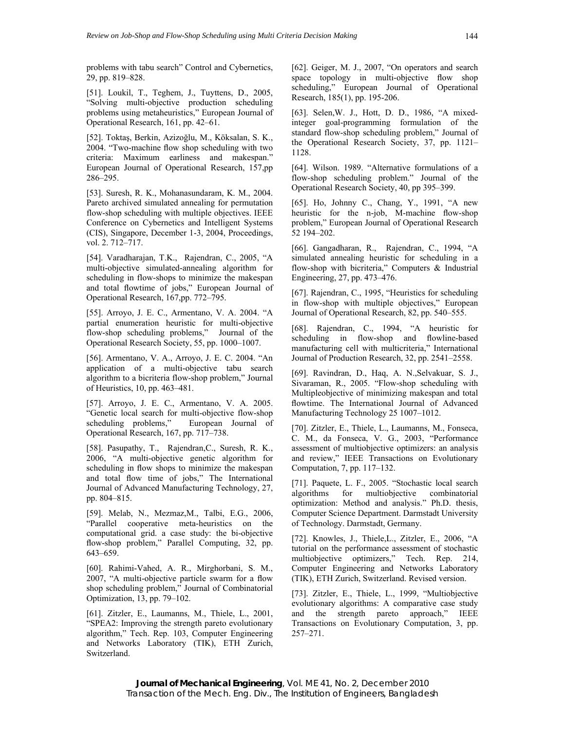problems with tabu search" Control and Cybernetics, 29, pp. 819–828.

[51]. Loukil, T., Teghem, J., Tuyttens, D., 2005, "Solving multi-objective production scheduling problems using metaheuristics," European Journal of Operational Research, 161, pp. 42–61.

[52]. Toktaş, Berkin, Azizoğlu, M., Köksalan, S. K., 2004. "Two-machine flow shop scheduling with two criteria: Maximum earliness and makespan." European Journal of Operational Research, 157,pp 286–295.

[53]. Suresh, R. K., Mohanasundaram, K. M., 2004. Pareto archived simulated annealing for permutation flow-shop scheduling with multiple objectives. IEEE Conference on Cybernetics and Intelligent Systems (CIS), Singapore, December 1-3, 2004, Proceedings, vol. 2. 712–717.

[54]. Varadharajan, T.K., Rajendran, C., 2005, "A multi-objective simulated-annealing algorithm for scheduling in flow-shops to minimize the makespan and total flowtime of jobs," European Journal of Operational Research, 167,pp. 772–795.

[55]. Arroyo, J. E. C., Armentano, V. A. 2004. "A partial enumeration heuristic for multi-objective flow-shop scheduling problems," Journal of the Operational Research Society, 55, pp. 1000–1007.

[56]. Armentano, V. A., Arroyo, J. E. C. 2004. "An application of a multi-objective tabu search algorithm to a bicriteria flow-shop problem," Journal of Heuristics, 10, pp. 463–481.

[57]. Arroyo, J. E. C., Armentano, V. A. 2005. "Genetic local search for multi-objective flow-shop scheduling problems," European Journal of Operational Research, 167, pp. 717–738.

[58]. Pasupathy, T., Rajendran,C., Suresh, R. K., 2006, "A multi-objective genetic algorithm for scheduling in flow shops to minimize the makespan and total flow time of jobs," The International Journal of Advanced Manufacturing Technology, 27, pp. 804–815.

[59]. Melab, N., Mezmaz,M., Talbi, E.G., 2006, "Parallel cooperative meta-heuristics on the computational grid. a case study: the bi-objective flow-shop problem," Parallel Computing, 32, pp. 643–659.

[60]. Rahimi-Vahed, A. R., Mirghorbani, S. M., 2007, "A multi-objective particle swarm for a flow shop scheduling problem," Journal of Combinatorial Optimization, 13, pp. 79–102.

[61]. Zitzler, E., Laumanns, M., Thiele, L., 2001, "SPEA2: Improving the strength pareto evolutionary algorithm," Tech. Rep. 103, Computer Engineering and Networks Laboratory (TIK), ETH Zurich, Switzerland.

[62]. Geiger, M. J., 2007, "On operators and search space topology in multi-objective flow shop scheduling," European Journal of Operational Research, 185(1), pp. 195-206.

[63]. Selen,W. J., Hott, D. D., 1986, "A mixed-integer goal-programming formulation of the standard flow-shop scheduling problem," Journal of the Operational Research Society, 37, pp. 1121–1128.

[64]. Wilson. 1989. "Alternative formulations of a flow-shop scheduling problem." Journal of the Operational Research Society, 40, pp 395–399.

[65]. Ho, Johnny C., Chang, Y., 1991, "A new heuristic for the n-job, M-machine flow-shop problem," European Journal of Operational Research 52 194–202.

[66]. Gangadharan, R., Rajendran, C., 1994, "A simulated annealing heuristic for scheduling in a flow-shop with bicriteria," Computers & Industrial Engineering, 27, pp. 473–476.

[67]. Rajendran, C., 1995, "Heuristics for scheduling in flow-shop with multiple objectives," European Journal of Operational Research, 82, pp. 540–555.

[68]. Rajendran, C., 1994, "A heuristic for scheduling in flow-shop and flowline-based manufacturing cell with multicriteria," International Journal of Production Research, 32, pp. 2541–2558.

[69]. Ravindran, D., Haq, A. N.,Selvakuar, S. J., Sivaraman, R., 2005. "Flow-shop scheduling with Multipleobjective of minimizing makespan and total flowtime. The International Journal of Advanced Manufacturing Technology 25 1007–1012.

[70]. Zitzler, E., Thiele, L., Laumanns, M., Fonseca, C. M., da Fonseca, V. G., 2003, "Performance assessment of multiobjective optimizers: an analysis and review," IEEE Transactions on Evolutionary Computation, 7, pp. 117–132.

[71]. Paquete, L. F., 2005. "Stochastic local search algorithms for multiobjective combinatorial optimization: Method and analysis." Ph.D. thesis, Computer Science Department. Darmstadt University of Technology. Darmstadt, Germany.

[72]. Knowles, J., Thiele,L., Zitzler, E., 2006, "A tutorial on the performance assessment of stochastic multiobjective optimizers," Tech. Rep. 214, Computer Engineering and Networks Laboratory (TIK), ETH Zurich, Switzerland. Revised version.

[73]. Zitzler, E., Thiele, L., 1999, "Multiobjective evolutionary algorithms: A comparative case study and the strength pareto approach," IEEE Transactions on Evolutionary Computation, 3, pp. 257–271.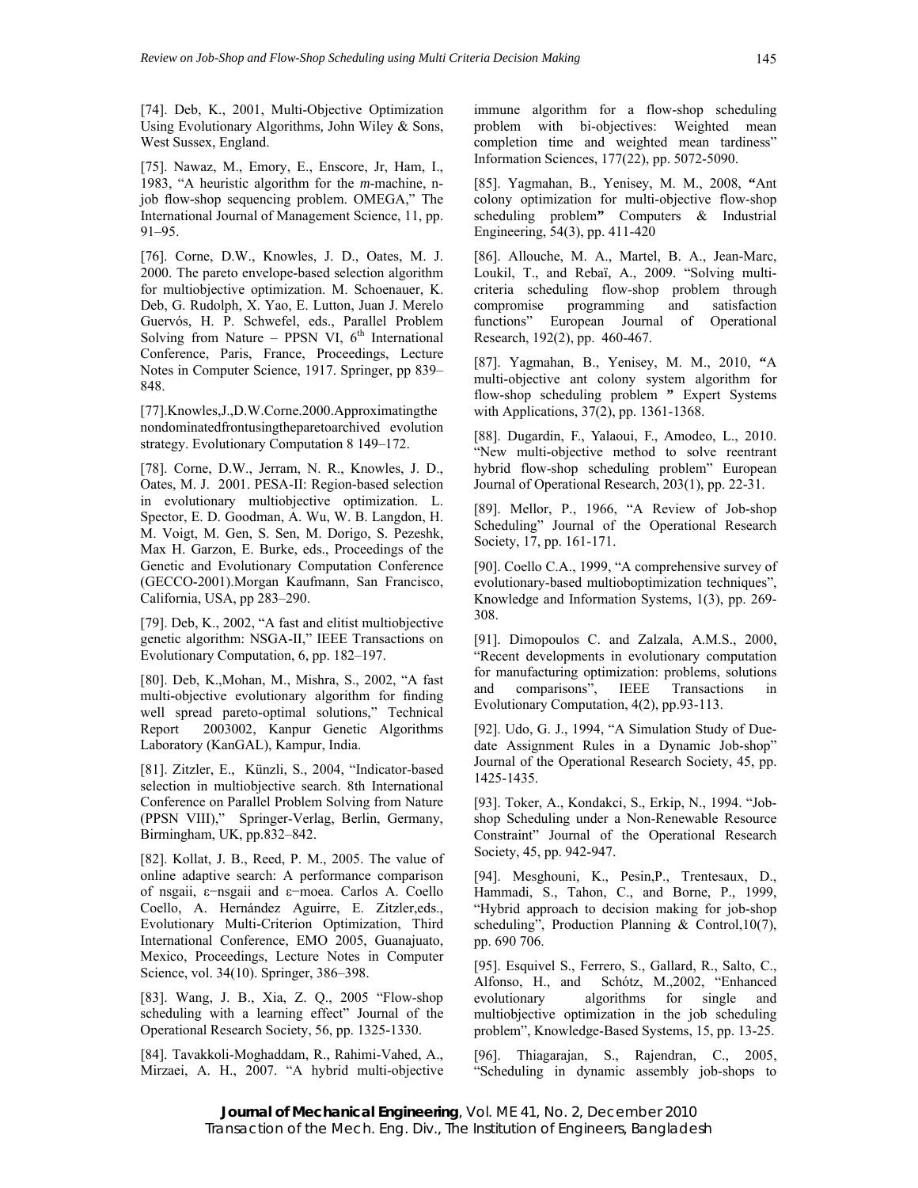[74]. Deb, K., 2001, Multi-Objective Optimization Using Evolutionary Algorithms, John Wiley & Sons, West Sussex, England.

[75]. Nawaz, M., Emory, E., Enscore, Jr, Ham, I., 1983, "A heuristic algorithm for the *m*-machine, n-job flow-shop sequencing problem. OMEGA," The International Journal of Management Science, 11, pp. 91–95.

[76]. Corne, D.W., Knowles, J. D., Oates, M. J. 2000. The pareto envelope-based selection algorithm for multiobjective optimization. M. Schoenauer, K. Deb, G. Rudolph, X. Yao, E. Lutton, Juan J. Merelo Guervós, H. P. Schwefel, eds., Parallel Problem Solving from Nature – PPSN VI, 6th International Conference, Paris, France, Proceedings, Lecture Notes in Computer Science, 1917. Springer, pp 839–848.

[77].Knowles,J.,D.W.Corne.2000.Approximatingthe nondominatedfrontusingtheparetoarchived evolution strategy. Evolutionary Computation 8 149–172.

[78]. Corne, D.W., Jerram, N. R., Knowles, J. D., Oates, M. J. 2001. PESA-II: Region-based selection in evolutionary multiobjective optimization. L. Spector, E. D. Goodman, A. Wu, W. B. Langdon, H. M. Voigt, M. Gen, S. Sen, M. Dorigo, S. Pezeshk, Max H. Garzon, E. Burke, eds., Proceedings of the Genetic and Evolutionary Computation Conference (GECCO-2001).Morgan Kaufmann, San Francisco, California, USA, pp 283–290.

[79]. Deb, K., 2002, "A fast and elitist multiobjective genetic algorithm: NSGA-II," IEEE Transactions on Evolutionary Computation, 6, pp. 182–197.

[80]. Deb, K.,Mohan, M., Mishra, S., 2002, "A fast multi-objective evolutionary algorithm for finding well spread pareto-optimal solutions," Technical Report 2003002, Kanpur Genetic Algorithms Laboratory (KanGAL), Kampur, India.

[81]. Zitzler, E., Künzli, S., 2004, "Indicator-based selection in multiobjective search. 8th International Conference on Parallel Problem Solving from Nature (PPSN VIII)," Springer-Verlag, Berlin, Germany, Birmingham, UK, pp.832–842.

[82]. Kollat, J. B., Reed, P. M., 2005. The value of online adaptive search: A performance comparison of nsgaii, ε–nsgaii and ε–moea. Carlos A. Coello Coello, A. Hernández Aguirre, E. Zitzler,eds., Evolutionary Multi-Criterion Optimization, Third International Conference, EMO 2005, Guanajuato, Mexico, Proceedings, Lecture Notes in Computer Science, vol. 34(10). Springer, 386–398.

[83]. Wang, J. B., Xia, Z. Q., 2005 "Flow-shop scheduling with a learning effect" Journal of the Operational Research Society, 56, pp. 1325-1330.

[84]. Tavakkoli-Moghaddam, R., Rahimi-Vahed, A., Mirzaei, A. H., 2007. "A hybrid multi-objective immune algorithm for a flow-shop scheduling problem with bi-objectives: Weighted mean completion time and weighted mean tardiness" Information Sciences, 177(22), pp. 5072-5090.

[85]. Yagmahan, B., Yenisey, M. M., 2008, **"**Ant colony optimization for multi-objective flow-shop scheduling problem**"** Computers & Industrial Engineering, 54(3), pp. 411-420

[86]. Allouche, M. A., Martel, B. A., Jean-Marc, Loukil, T., and Rebaï, A., 2009. "Solving multi-criteria scheduling flow-shop problem through compromise programming and satisfaction functions" European Journal of Operational Research, 192(2), pp. 460-467.

[87]. Yagmahan, B., Yenisey, M. M., 2010, **"**A multi-objective ant colony system algorithm for flow-shop scheduling problem **"** Expert Systems with Applications, 37(2), pp. 1361-1368.

[88]. Dugardin, F., Yalaoui, F., Amodeo, L., 2010. "New multi-objective method to solve reentrant hybrid flow-shop scheduling problem" European Journal of Operational Research, 203(1), pp. 22-31.

[89]. Mellor, P., 1966, "A Review of Job-shop Scheduling" Journal of the Operational Research Society, 17, pp. 161-171.

[90]. Coello C.A., 1999, "A comprehensive survey of evolutionary-based multioboptimization techniques", Knowledge and Information Systems, 1(3), pp. 269-308.

[91]. Dimopoulos C. and Zalzala, A.M.S., 2000, "Recent developments in evolutionary computation for manufacturing optimization: problems, solutions and comparisons", IEEE Transactions in Evolutionary Computation, 4(2), pp.93-113.

[92]. Udo, G. J., 1994, "A Simulation Study of Due-date Assignment Rules in a Dynamic Job-shop" Journal of the Operational Research Society, 45, pp. 1425-1435.

[93]. Toker, A., Kondakci, S., Erkip, N., 1994. "Job-shop Scheduling under a Non-Renewable Resource Constraint" Journal of the Operational Research Society, 45, pp. 942-947.

[94]. Mesghouni, K., Pesin,P., Trentesaux, D., Hammadi, S., Tahon, C., and Borne, P., 1999, "Hybrid approach to decision making for job-shop scheduling", Production Planning & Control,10(7), pp. 690 706.

[95]. Esquivel S., Ferrero, S., Gallard, R., Salto, C., Alfonso, H., and Schótz, M.,2002, "Enhanced evolutionary algorithms for single and multiobjective optimization in the job scheduling problem", Knowledge-Based Systems, 15, pp. 13-25.

[96]. Thiagarajan, S., Rajendran, C., 2005, "Scheduling in dynamic assembly job-shops to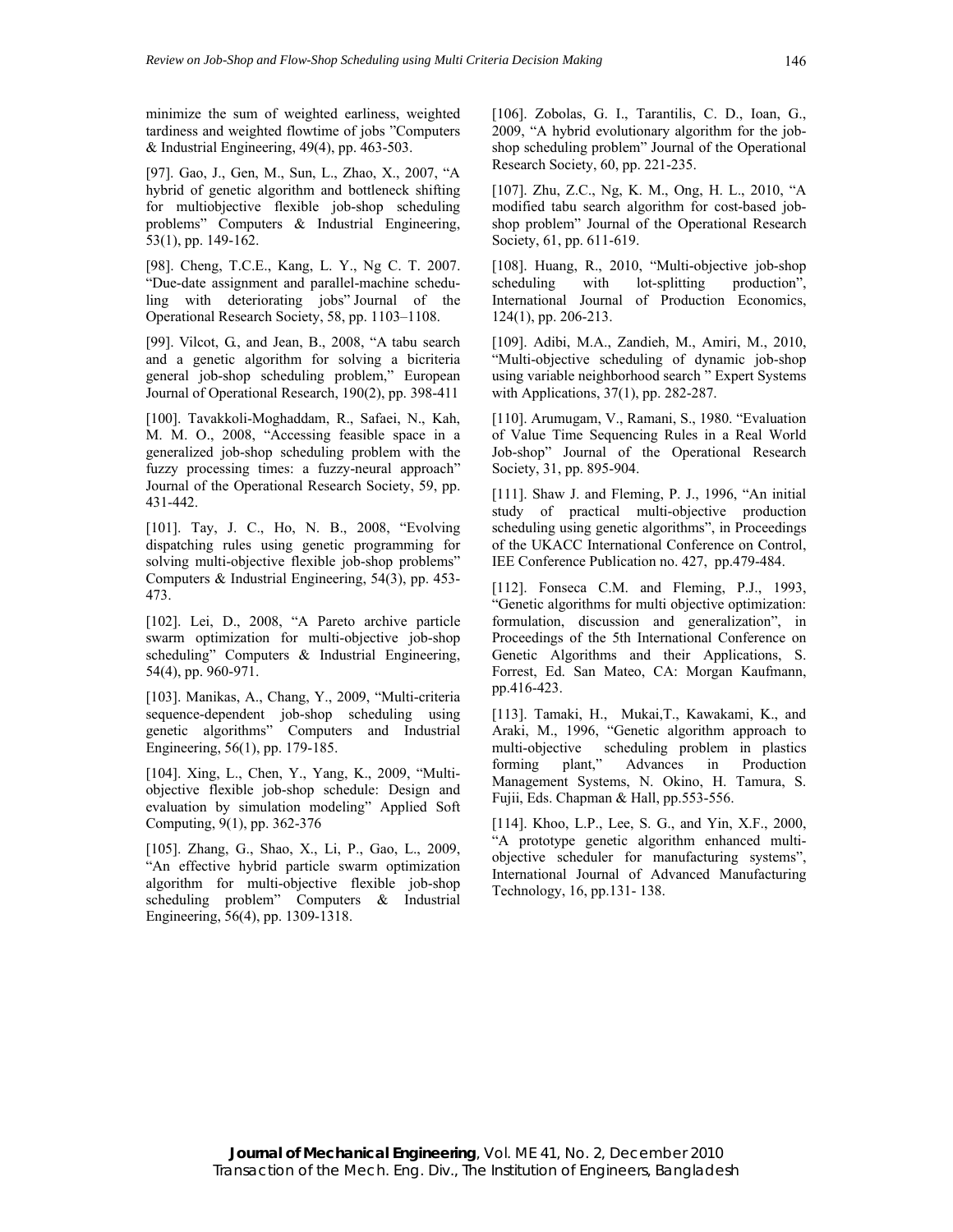minimize the sum of weighted earliness, weighted tardiness and weighted flowtime of jobs "Computers & Industrial Engineering, 49(4), pp. 463-503.

[97]. Gao, J., Gen, M., Sun, L., Zhao, X., 2007, "A hybrid of genetic algorithm and bottleneck shifting for multiobjective flexible job-shop scheduling problems" Computers & Industrial Engineering, 53(1), pp. 149-162.

[98]. Cheng, T.C.E., Kang, L. Y., Ng C. T. 2007. "Due-date assignment and parallel-machine scheduling with deteriorating jobs" Journal of the Operational Research Society, 58, pp. 1103–1108.

[99]. Vilcot, G., and Jean, B., 2008, "A tabu search and a genetic algorithm for solving a bicriteria general job-shop scheduling problem," European Journal of Operational Research, 190(2), pp. 398-411

[100]. Tavakkoli-Moghaddam, R., Safaei, N., Kah, M. M. O., 2008, "Accessing feasible space in a generalized job-shop scheduling problem with the fuzzy processing times: a fuzzy-neural approach" Journal of the Operational Research Society, 59, pp. 431-442.

[101]. Tay, J. C., Ho, N. B., 2008, "Evolving dispatching rules using genetic programming for solving multi-objective flexible job-shop problems" Computers & Industrial Engineering, 54(3), pp. 453-473.

[102]. Lei, D., 2008, "A Pareto archive particle swarm optimization for multi-objective job-shop scheduling" Computers & Industrial Engineering, 54(4), pp. 960-971.

[103]. Manikas, A., Chang, Y., 2009, "Multi-criteria sequence-dependent job-shop scheduling using genetic algorithms" Computers and Industrial Engineering, 56(1), pp. 179-185.

[104]. Xing, L., Chen, Y., Yang, K., 2009, "Multi-objective flexible job-shop schedule: Design and evaluation by simulation modeling" Applied Soft Computing, 9(1), pp. 362-376

[105]. Zhang, G., Shao, X., Li, P., Gao, L., 2009, "An effective hybrid particle swarm optimization algorithm for multi-objective flexible job-shop scheduling problem" Computers & Industrial Engineering, 56(4), pp. 1309-1318.

[106]. Zobolas, G. I., Tarantilis, C. D., Ioan, G., 2009, "A hybrid evolutionary algorithm for the job-shop scheduling problem" Journal of the Operational Research Society, 60, pp. 221-235.

[107]. Zhu, Z.C., Ng, K. M., Ong, H. L., 2010, "A modified tabu search algorithm for cost-based job-shop problem" Journal of the Operational Research Society, 61, pp. 611-619.

[108]. Huang, R., 2010, "Multi-objective job-shop scheduling with lot-splitting production", International Journal of Production Economics, 124(1), pp. 206-213.

[109]. Adibi, M.A., Zandieh, M., Amiri, M., 2010, "Multi-objective scheduling of dynamic job-shop using variable neighborhood search " Expert Systems with Applications, 37(1), pp. 282-287.

[110]. Arumugam, V., Ramani, S., 1980. "Evaluation of Value Time Sequencing Rules in a Real World Job-shop" Journal of the Operational Research Society, 31, pp. 895-904.

[111]. Shaw J. and Fleming, P. J., 1996, "An initial study of practical multi-objective production scheduling using genetic algorithms", in Proceedings of the UKACC International Conference on Control, IEE Conference Publication no. 427, pp.479-484.

[112]. Fonseca C.M. and Fleming, P.J., 1993, "Genetic algorithms for multi objective optimization: formulation, discussion and generalization", in Proceedings of the 5th International Conference on Genetic Algorithms and their Applications, S. Forrest, Ed. San Mateo, CA: Morgan Kaufmann, pp.416-423.

[113]. Tamaki, H., Mukai,T., Kawakami, K., and Araki, M., 1996, "Genetic algorithm approach to multi-objective scheduling problem in plastics forming plant," Advances in Production Management Systems, N. Okino, H. Tamura, S. Fujii, Eds. Chapman & Hall, pp.553-556.

[114]. Khoo, L.P., Lee, S. G., and Yin, X.F., 2000, "A prototype genetic algorithm enhanced multi-objective scheduler for manufacturing systems", International Journal of Advanced Manufacturing Technology, 16, pp.131- 138.